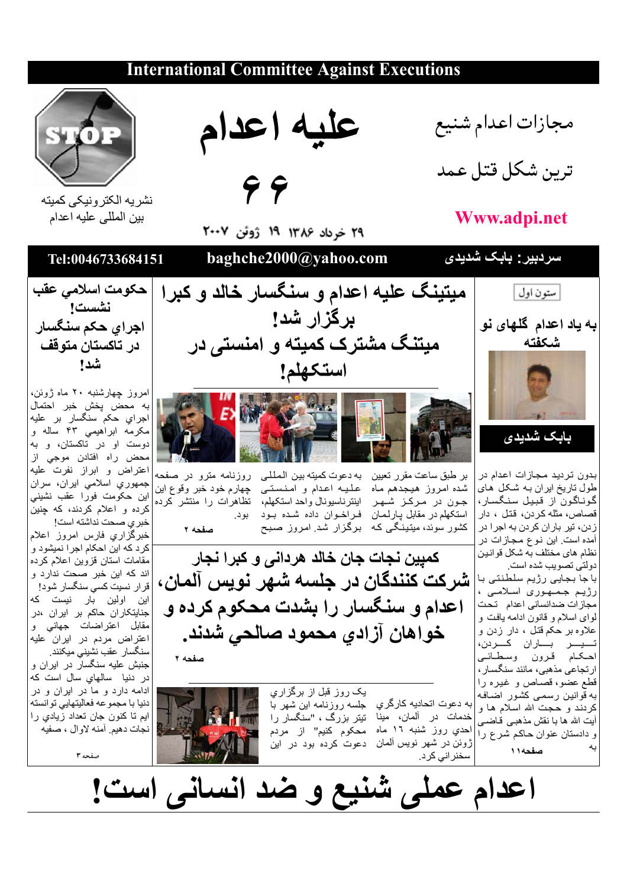# International Committee Against Executions

نشریه الکترونیکی کمیته بین المللی علیه اعدام

# علیه اعدام

# ۶۶

۲۹ خرداد ۱۳۸۶ ۱۹ ژوئن ۲۰۰۷

مجازات اعدام شنیع ترین شکل قتل عمد

Www.adpi.net

Tel:0046733684151 | baghche2000@yahoo.com | سردبیر: بابک شدیدی

## ستون اول

### به یاد اعدام گلهای نو شکفته

**بابک شدیدی**

بدون تردید مجازات اعدام در طول تاریخ ایران به شکل های گوناگون از قبیل سنگسار، قصاص، مثله کردن، قتل ، دار زدن، تیر باران کردن به اجرا در آمده است. این نوع مجازات در نظام های مختلف به شکل قوانین دولتی تصویب شده است.

با جا بجایی رژیم سلطنتی با رژیم جمهوری اسلامی ، مجازات ضدانسانی اعدام تحت لوای اسلام و قانون ادامه یافت و علاوه بر حکم قتل ، دار زدن و تیر باران کردن، احکام قرون وسطائی ارتجاعی مذهبی، مانند سنگسار، قطع عضو، قصاص و غیره را به قوانین رسمی کشور اضافه کردند و حجت الله اسلام ها و آیت الله ها با نقش مذهبی قاضی و دادستان عنوان حاکم شرع را به

صفحه۱۱

## میتینگ علیه اعدام و سنگسار خالد و کبرا برگزار شد!

## میتنگ مشترک کمیته و امنستی در استکهلم!

بر طبق ساعت مقرر تعیین شده امروز هیجدهم ماه جون در مرکز شهر استکهلم در مقابل پارلمان کشور سوئد، میتینگی که به دعوت کمیته بین المللی علیه اعدام و امنستی اینترناسیونال واحد استکهلم، فراخوان داده شده بود برگزار شد. امروز صبح روزنامه مترو در صفحه چهارم خود خبر وقوع این تظاهرات را منتشر کرده بود.

صفحه ۲

## کمپین نجات جان خالد هردانی و کبرا نجار شرکت کنندگان در جلسه شهر نویس آلمان، اعدام و سنگسار را بشدت محکوم کرده و خواهان آزادي محمود صالحي شدند.

صفحه ۲

به دعوت اتحادیه کارگري خدمات در آلمان، مینا احدي روز شنبه ۱٦ ماه ژوئن در شهر نویس آلمان سخنراني کرد.

یک روز قبل از برگزاري جلسه روزنامه این شهر با تیتر بزرگ ، "سنگسار را محکوم کنیم" از مردم دعوت کرده بود در این

## حکومت اسلامي عقب نشست! اجراي حکم سنگسار در تاکستان متوقف شد!

امروز چهارشنبه ۲۰ ماه ژوئن، به محض پخش خبر احتمال اجراي حکم سنگسار بر علیه مکرمه ابراهیمي ۴۳ ساله و دوست او در تاکستان، و به محض راه افتادن موجي از اعتراض و ابراز نفرت علیه جمهوري اسلامي ایران، سران این حکومت فورا عقب نشیني کرده و اعلام کردند، که چنین خبري صحت نداشته است!

خبرگزاري فارس امروز اعلام کرد که این احکام اجرا نمیشود و مقامات استان قزوین اعلام کرده اند که این خبر صحت ندارد و قرار نیست کسي سنگسار شود!

این اولین بار نیست که جنایتکاران حاکم بر ایران ،در مقابل اعتراضات جهاني و اعتراض مردم در ایران علیه سنگسار عقب نشیني میکنند.

جنبش علیه سنگسار در ایران و در دنیا سالهاي سال است که ادامه دارد و ما در ایران و در دنیا با مجموعه فعالیتهایي توانسته ایم تا کنون جان تعداد زیادي را نجات دهیم. آمنه لاوال ، صفیه

صفحه ۳

# اعدام عملی شنیع و ضد انسانی است!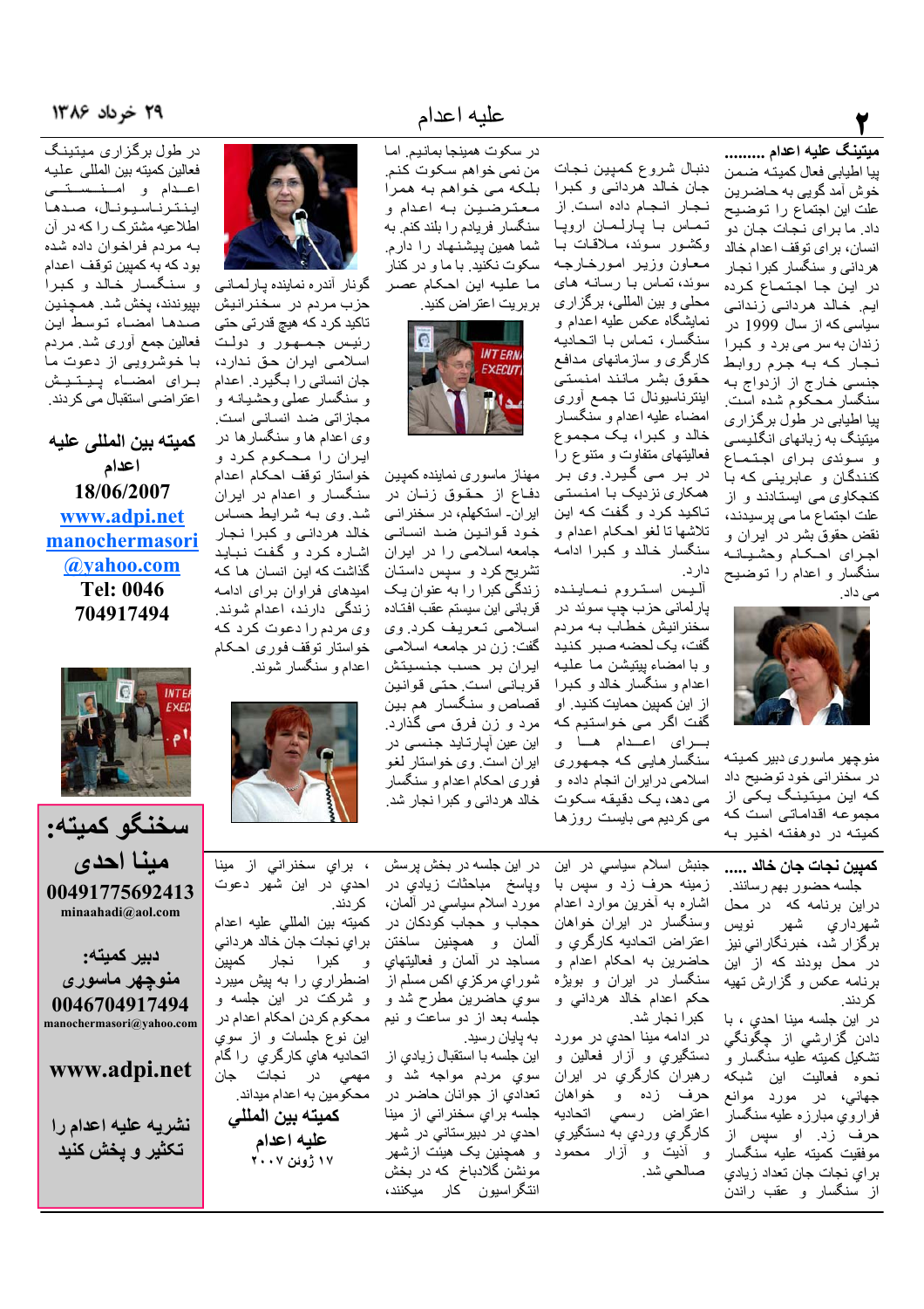## میتینگ علیه اعدام .........

پیا اطیابی فعال کمیته ضمن خوش آمد گویی به حاضرین علت این اجتماع را توضیح داد. ما برای نجات جان دو انسان، برای توقف اعدام خالد هردانی و سنگسار کبرا نجار در این جا اجتماع کرده ایم. خالد هردانی زندانی سیاسی که از سال 1999 در زندان به سر می برد و کبرا نجار که به جرم روابط جنسی خارج از ازدواج به سنگسار محکوم شده است. پیا اطیابی در طول برگزاری میتینگ به زبانهای انگلیسی و سوئدی برای اجتماع کنندگان و عابرینی که با کنجکاوی می ایستادند و از علت اجتماع ما می پرسیدند، نقض حقوق بشر در ایران و اجرای احکام وحشیانه سنگسار و اعدام را توضیح می داد.

منوچهر ماسوری دبیر کمیته در سخنرانی خود توضیح داد که این میتینگ یکی از مجموعه اقداماتی است که کمیته در دوهفته اخیر به دنبال شروع کمپین نجات جان خالد هردانی و کبرا نجار انجام داده است. از تماس با پارلمان اروپا وکشور سوئد، ملاقات با معاون وزیر امورخارجه سوئد، تماس با رسانه های محلی و بین المللی، برگزاری نمایشگاه عکس علیه اعدام و سنگسار، تماس با اتحادیه کارگری و سازمانهای مدافع حقوق بشر مانند امنستی اینترناسیونال تا جمع آوری امضاء علیه اعدام و سنگسار خالد و کبرا، یک مجموع فعالیتهای متفاوت و متنوع را در بر می گیرد. وی بر همکاری نزدیک با امنستی تاکید کرد و گفت که این تلاشها تا لغو احکام اعدام و سنگسار خالد و کبرا ادامه دارد.

آلیس استروم نماینده پارلمانی حزب چپ سوئد در سخنرانیش خطاب به مردم گفت، یک لحظه صبر کنید و با امضاء پتیشن ما علیه اعدام و سنگسار خالد و کبرا از این کمپین حمایت کنید. او گفت اگر می خواستیم که برای اعدام ها و سنگسارهایی که جمهوری اسلامی درایران انجام داده و می دهد، یک دقیقه سکوت می کردیم می بایست روزها در سکوت همینجا بمانیم. اما من نمی خواهم سکوت کنم. بلکه می خواهم به همرا معترضین به اعدام و سنگسار فریادم را بلند کنم. به شما همین پیشنهاد را دارم. سکوت نکنید. با ما و در کنار ما علیه این احکام عصر بربریت اعتراض کنید.

مهناز ماسوری نماینده کمپین دفاع از حقوق زنان در ایران- استکهلم، در سخنرانی خود قوانین ضد انسانی جامعه اسلامی را در ایران تشریح کرد و سپس داستان زندگی کبرا را به عنوان یک قربانی این سیستم عقب افتاده اسلامی تعریف کرد. وی گفت: زن در جامعه اسلامی ایران بر حسب جنسیتش قربانی است. حتی قوانین قصاص و سنگسار هم بین مرد و زن فرق می گذارد. این عین آپارتاید جنسی در ایران است. وی خواستار لغو فوری احکام اعدام و سنگسار خالد هردانی و کبرا نجار شد.

گونار آندره نماینده پارلمانی حزب مردم در سخنرانیش تاکید کرد که هیچ قدرتی حتی رئیس جمهور و دولت اسلامی ایران حق ندارد، جان انسانی را بگیرد. اعدام و سنگسار عملی وحشیانه و مجازاتی ضد انسانی است. وی اعدام ها و سنگسارها در ایران را محکوم کرد و خواستار توقف احکام اعدام و سنگسار و اعدام در ایران شد. وی به شرایط حساس خالد هردانی و کبرا نجار اشاره کرد و گفت نباید گذاشت که این انسان ها که امیدهای فراوان برای ادامه زندگی دارند، اعدام شوند. وی مردم را دعوت کرد که خواستار توقف فوری احکام اعدام و سنگسار شوند.

در طول برگزاری میتینگ فعالین کمیته بین المللی علیه اعدام و امنستی اینترناسیونال، صدها اطلاعیه مشترک را که در آن به مردم فراخوان داده شده بود که به کمپین توقف اعدام و سنگسار خالد و کبرا بپیوندند، پخش شد. همچنین صدها امضاء توسط این فعالین جمع آوری شد. مردم با خوشرویی از دعوت ما برای امضاء پیتیشن اعتراضی استقبال می کردند.

**کمیته بین المللی علیه اعدام**

**18/06/2007**

**www.adpi.net**

**manochermasori@yahoo.com**

**Tel: 0046 704917494**

## کمپین نجات جان خالد .....

جلسه حضور بهم رسانند.

دراین برنامه که در محل شهرداری شهر نویس برگزار شد، خبرنگارانی نیز در محل بودند که از این برنامه عکس و گزارش تهیه کردند.

در این جلسه مینا احدی ، با دادن گزارشي از چگونگي تشکیل کمیته علیه سنگسار و نحوه فعالیت این شبکه جهاني، در مورد موانع فراروي مبارزه علیه سنگسار حرف زد. او سپس از موفقیت کمیته علیه سنگسار براي نجات جان تعداد زیادي از سنگسار و عقب راندن جنبش اسلام سیاسي در این زمینه حرف زد و سپس با اشاره به آخرین موارد اعدام وسنگسار در ایران خواهان اعتراض اتحادیه کارگري و حاضرین به احکام اعدام و سنگسار در ایران و بویژه حکم اعدام خالد هرداني و کبرا نجار شد.

در ادامه مینا احدي در مورد دستگیري و آزار فعالین و رهبران کارگري در ایران حرف زده و خواهان اعتراض رسمي اتحادیه کارگري وردي به دستگیري و اذیت و آزار محمود صالحي شد.

در این جلسه در بخش پرسش وپاسخ مباحثات زیادي در مورد اسلام سیاسي در آلمان، حجاب و حجاب کودکان در آلمان و همچنین ساختن مساجد در آلمان و فعالیتهاي شوراي مرکزي اکس مسلم از سوي حاضرین مطرح شد و جلسه بعد از دو ساعت و نیم به پایان رسید.

این جلسه با استقبال زیادي از سوي مردم مواجه شد و تعدادي از جوانان حاضر در جلسه براي سخنراني از مینا احدي در دبیرستاني در شهر و همچنین یک هیئت ازشهر مونشن گلادباخ که در بخش انتگراسیون کار میکنند، ، براي سخنراني از مینا احدي در این شهر دعوت کردند.

کمیته بین المللي علیه اعدام براي نجات جان خالد هرداني و کبرا نجار کمپین اضطراري را به پیش میبرد و شرکت در این جلسه و محکوم کردن احکام اعدام در این نوع جلسات و از سوي اتحادیه هاي کارگري را گامي مهمي در نجات جان محکومین به اعدام میداند.

**کمیته بین المللی علیه اعدام**

۱۷ ژوئن ۲۰۰۷

**سخنگو کمیته:**

**مینا احدی**

**00491775692413**

**minaahadi@aol.com**

**دبیر کمیته:**

**منوچهر ماسوری**

**0046704917494**

**manochermasori@yahoo.com**

**www.adpi.net**

**نشریه علیه اعدام را تکثیر و پخش کنید**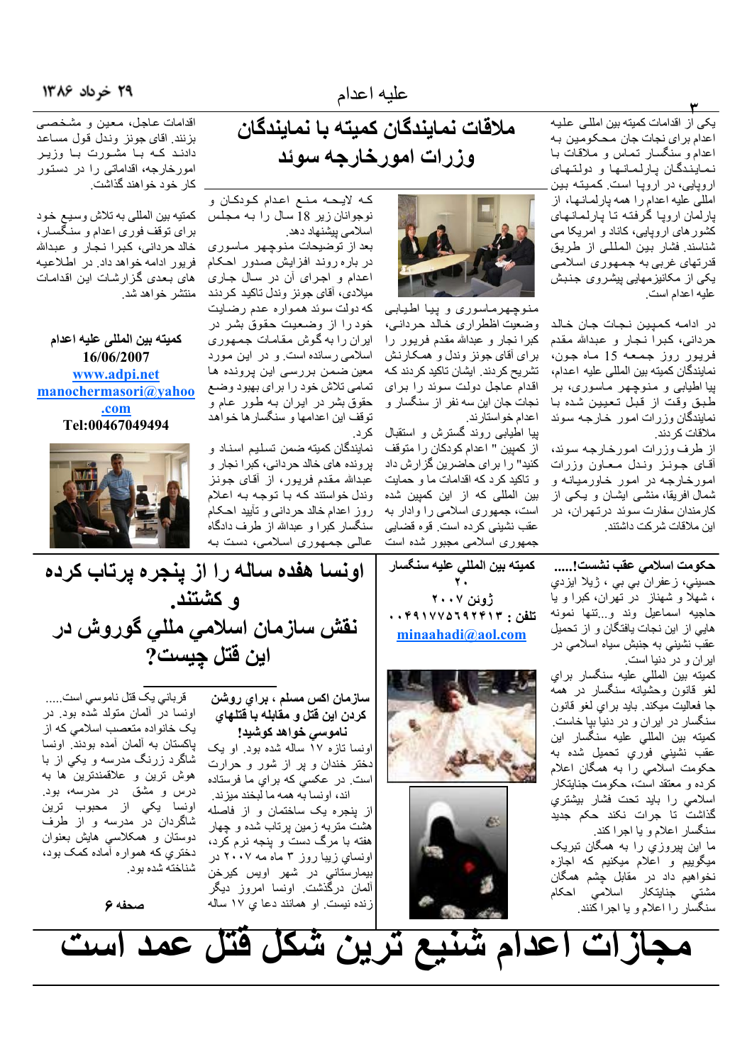# ملاقات نمایندگان کمیته با نمایندگان وزرات امورخارجه سوئد

یکی از اقدامات کمیته بین اللی علیه اعدام برای نجات جان محکومین به اعدام و سنگسار تماس و ملاقات با نمایندگان پارلمانها و دولتهای اروپایی، در اروپا است. کمیته بین اللی علیه اعدام را همه پارلمانها، از پارلمان اروپا گرفته تا پارلمانهای کشورهای اروپایی، کاناد و امریکا می شناسند. فشار بین المللی از طریق قدرتهای غربی به جمهوری اسلامی یکی از مکانیزمهایی پیشروی جنبش علیه اعدام است.

در ادامه کمپین نجات جان خالد حردانی، کبرا نجار و عبدالله مقدم فریبور روز جمعه 15 ماه جون، نمایندگان کمیته بین اللی علیه اعدام، پیا اطیابی و منوچهر ماسوری، بر طبق وقت از قبل تعیین شده با نمایندگان وزرات امور خارجه سوئد ملاقات کردند.

از طرف وزرات امورخارجه سوئد، آقای جونز وندل معاون وزرات امورخارجه در امور خاورمیانه و شمال افریقا، منشی ایشان و یکی از کارمندان سفارت سوئد درتهران، در این ملاقات شرکت داشتند.

منوچهرماسوری و پیا اطیابی وضعیت اظطراری خالد حردانی، کبرا نجار و عبدالله مقدم فریبور را برای آقای جونز وندل و همکارنش تشریح کردند. ایشان تاکید کردند که اقدام عاجل دولت سوئد را برای نجات جان این سه نفر از سنگسار و اعدام خواستارند.

پیا اطیابی روند گسترش و استقبال از کمپین " اعدام کودکان را متوقف کنید" را برای حاضرین گزارش داد و تاکید کرد که اقدامات ما و حمایت بین المللی که از این کمپین شده است، جمهوری اسلامی را وادار به عقب نشینی کرده است. قوه قضایی جمهوری اسلامی مجبور شده است

که لایحه منع اعدام کودکان و نوجوانان زیر 18 سال را به مجلس اسلامی پیشنهاد دهد.

بعد از توضیحات منوچهر ماسوری در باره روند افزایش صدور احکام اعدام و اجرای آن در سال جاری میلادی، آقای جونز وندل تاکید کردند که دولت سوئد همواره عدم رضایت خود را از وضعیت حقوق بشر در ایران را به گوش مقامات جمهوری اسلامی رسانده است. و در این مورد معین ضمن بررسی این پرونده ها تمامی تلاش خود را برای بهبود وضع حقوق بشر در ایران به طور عام و توقف این اعدامها و سنگسارها خواهد کرد.

نمایندگان کمیته ضمن تسلیم اسناد و پرونده های خالد حردانی، کبرا نجار و عبدالله مقدم فریبور، از آقای جونز وندل خواستند که با توجه به اعلام روز اعدام خالد حردانی و تأیید احکام سنگسار کبرا و عبدالله از طرف دادگاه عالی جمهوری اسلامی، دست به اقدامات عاجل، معین و مشخصی بزنند. اقای جونز وندل قول مساعد دادند که با مشورت با وزیر امورخارجه، اقداماتی را در دستور کار خود خواهند گذاشت.

کمیته بین المللی به تلاش وسیع خود برای توقف فوری اعدام و سنگسار، خالد حردانی، کبرا نجار و عبدالله فریبور ادامه خواهد داد. در اطلاعیه های بعدی گزارشات این اقدامات منتشر خواهد شد.

**کمیته بین المللی علیه اعدام**
**16/06/2007**
**www.adpi.net**
**manochermasori@yahoo.com**
**Tel:00467049494**

## حکومت اسلامي عقب نشست!.....

حسيني، زعفران بي بي ، ژيلا ايزدي ، شهلا و شهناز در تهران، كبرا و يا حاجيه اسماعيل وند و...تنها نمونه هايي از اين نجات يافتگان و از تحميل عقب نشيني به جنبش سياه اسلامي در ايران و در دنيا است.

كميته بين المللي عليه سنگسار براي لغو قانون وحشيانه سنگسار در همه جا فعاليت ميكند. بايد براي لغو قانون سنگسار در ايران و در دنيا بپا خاست.

كميته بين المللي عليه سنگسار اين عقب نشيني فوري تحميل شده به حكومت اسلامي را به همگان اعلام كرده و معتقد است، حكومت جنايتكار اسلامي را بايد تحت فشار بيشتري گذاشت تا جرات نكند حكم جديد سنگسار اعلام و يا اجرا كند.

ما اين پيروزي را به همگان تبريك ميگوييم و اعلام ميكنيم كه اجازه نخواهيم داد در مقابل چشم همگان مشتي جنايتكار اسلامي احكام سنگسار را اعلام و يا اجرا كنند.

**كميته بين المللي عليه سنگسار**
**۲۰ ژوئن ۲۰۰۷**
**تلفن : ۰۰۴۹۱۷۷۵۶۹۲۴۱۳**
**minaahadi@aol.com**

# اونسا هفده ساله را از پنجره پرتاب كرده و كشتند.
# نقش سازمان اسلامي مللي گوروش در اين قتل چيست؟

### سازمان اكس مسلم ، براي روشن كردن اين قتل و مقابله با قتلهاي ناموسي خواهد كوشيد!

اونسا تازه ١٧ ساله شده بود. او يك دختر خندان و پر از شور و حرارت است. در عكسي كه براي ما فرستاده اند، اونسا به همه ما لبخند ميزند. از پنجره يك ساختمان و از فاصله هشت متري به زمين پرتاب شده و چهار هفته با مرگ دست و پنجه نرم كرد، اونساي زيبا روز ٣ ماه مه ٢٠٠٧ در بيمارستاني در شهر اويس كيرخن آلمان درگذشت. اونسا امروز ديگر زنده نيست. او همانند دعا ي ١٧ ساله

قرباني يك قتل ناموسي است.....

اونسا در آلمان متولد شده بود. در يك خانواده متعصب اسلامي كه از پاكستان به آلمان آمده بودند. اونسا شاگرد زرنگ مدرسه و يكي از با هوش ترين و علاقمندترين ها به درس و مشق در مدرسه، بود. اونسا يكي از محبوب ترين شاگردان در مدرسه و از طرف دوستان و همكلاسي هايش بعنوان دختري كه همواره آماده كمك بود، شناخته شده بود.

صفحه ۶

# مجازات اعدام شنیع ترین شکل قتل عمد است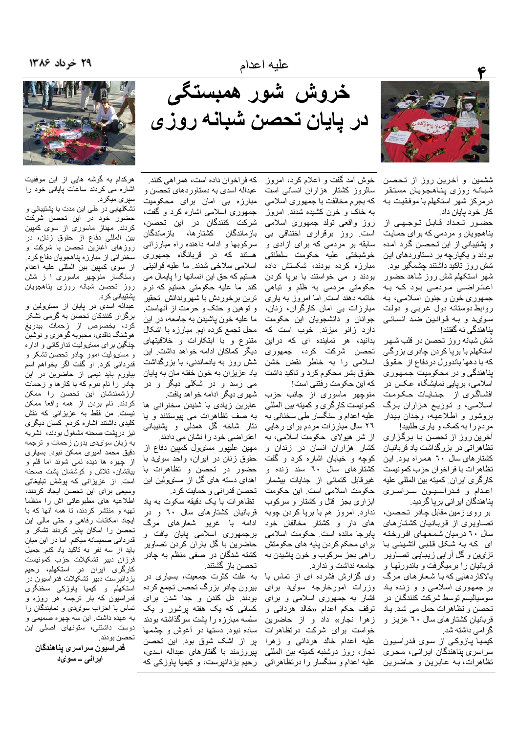# خروش شور همبستگی در پایان تحصن شبانه روزی

ششمین و آخرین روز از تحصن شبانه روزی پناهجویان مستقر درمرکز شهر استکهلم با موفقیت به کار خود پایان داد.

حضور تعداد قابل توجهی از پناهجویان و مردمی که برای حمایت و پشتیبانی از این تحصن گرد آمده بودند و یکپارچه بر دستاوردهای این شش روز تاکید داشتند چشمگیر بود. شهر استکهلم شش روز شاهد حضور اعتراضی مردمی بود که به جمهوری خون و جنون اسلامی، به روابط دوستانه دول غربی و دولت سوئد و به قوانین ضد انسانی پناهندگی نه گفتند!

شش شبانه روز تحصن در قلب شهر استکهلم با برپا کردن چادری بزرگی که با دهها باندورل دردفاع از حقوق پناهندگی و در محکومیت جمهوری اسلامی، برپایی نمایشگاه عکس در افشاگری از جنایات حکومت اسلامی، و توزیع هزاران برگ بروشور و اطلاعیه، وجدان بیدار مردم را به کمک و یاری طلبید!

آخرین روز از تحصن با برگزاری تظاهراتی در بزرگداشت یاد قربانیان کشتارهای سال ٦٠ همراه بود. این تظاهرات با فراخوان حزب کمونیست کارگری ایران، کمیته بین المللی علیه اعدام و فدراسیون سراسری پناهندگان ایرانی برپا گردید.

بر روی زمین مقابل چادر تحصن، تصاویری از قربانیان کشتارهای سال ٦٠ درمیان شمعهای افروخته ای که به شکل قلبی آتشینی با تزئین و گل آرایی زیبایی تصاویر قربانیان را برمیگرفت و باندورلها و پلاکاردهایی که با شعارهای مرگ بر جمهوری اسلامی و و زنده باد سوسیالیسم توسط شرکت کنندگان در تحصن و تظاهرات حمل می شد. یاد قربانیان کشتارهای سال ٦٠ عزیز و گرامی داشته شد.

کیمیا پاوزکی از سوی فدراسیون سراسری پناهندگان ایرانی، مجری تظاهرات، به عابرین و حاضرین خوش آمد گفت و اعلام کرد، امروز سالروز کشتار هزاران انسانی است که بجرم مخالفت با جمهوری اسلامی به خاک و خون کشیده شدند. امروز روز واقعی تولد جمهوری اسلامی است. روز برقراری اختناقی بی سابقه بر مردمی که برای آزادی و خوشبختی علیه حکومت سلطنتی مبارزه کرده بودند، شکستش داده بودند و می خواستند با برپا کردن حکومتی مردمی به ظلم و تباهی خاتمه دهند است. اما امروز به یاری مبارزات بی امان کارگران، زنان، جوانان و دانشجویان این حکومت دارد زانو میزند. خوب است که بدانید، هر نماینده ای که دراین تحصن شرکت کرد، جمهوری اسلامی را به خاطر نقض خشن حقوق بشر محکوم کرد و تاکید داشت که این حکومت رفتنی است!

منوچهر ماسوری از جانب حزب کمونیست کارگری و کمیته بین المللی علیه اعدام و سنگسار طی سخنانی به ٢٦ سال مبارزات مردم برای رهایی از شر هیولای حکومت اسلامی، به کشتار هزاران انسان در زندان و کوچه و خیابان اشاره کرد و گفت کشتارهای سال ٦٠ سند زنده و غیرقابل کتمانی از جنایات بیشمار حکومت اسلامی است. این حکومت ابزاری بجز قتل و کشتار و سرکوب ندارد. امروز هم با برپا کردن چوبه های دار و کشتار مخالفان خود پابرجا مانده است. حکومت اسلامی برای محکم کردن پایه های حکومتش راهی بجز سرکوب و خون پاشیدن به جامعه نداشت و ندارد.

وی گزارش فشرده ای از تماس با وزارت امورخارجه سوئد برای فشار به جمهوری اسلامی و برای توقف حکم اعدام «خالد هردانی و زهرا نجار» داد و از حاضرین خواست برای شرکت درتظاهرات علیه اعدام خالد هردانی و زهرا نجار، روز دوشنبه کمیته بین المللی علیه اعدام و سنگسار را درتظاهراتی که فراخوان داده است، همراهی کنند.

عبداله اسدی به دستاوردهای تحصن و مبارزه بی امان برای محکومیت جمهوری اسلامی اشاره کرد و گفت، شرکت کنندگان در این تحصن، بازماندگان کشتارها، بازماندگان سرکوبها و ادامه دهنده راه مبارزانی هستند که در قربانگاه جمهوری اسلامی سلاخی شدند. ما علیه قوانینی هستیم که حق این انسانها را پایمال می کند. ما علیه حکومتی هستیم که نرم ترین برخوردش با شهروندانش تحقیر و توهین و حتک و حرمت از آنهاست. ما علیه خون پاشیدن به جامعه، در این محل تجمع کرده ایم. مبارزه با اشکال متنوع و با ابتکارات و خلاقیتهای دیگر کماکان ادامه خواهد داشت. این شش روز به یادماندنی، با بزرگداشت یاد عزیزان به خون خفته مان به پایان می رسد و در شکلی دیگر و در شهری دیگر ادامه خواهد یافت.

عابرین زیادی با شنیدن سخنرانی ها به صف تظاهرات می پیوستند و یا نثار شاخه گل همدلی و پشتیبانی اعتراضی خود را نشان می دادند.

مهین علیپور مسئول کمپین دفاع از حقوق زنان در ایران، واحد سوئد با حضور در تحصن و تظاهرات با اهدای دسته های گل از مسئولین این تحصن قدرانی و حمایت کرد.

تظاهرات با یک دقیقه سکوت به یاد قربانیان کشتارهای سال ٦٠ و در ادامه با غریو شعارهای مرگ برجمهوری اسلامی پایان یافت و حاضرین با گل باران کردن تصاویر کشته شدگان در صفی منظم به چادر تحصن باز گشتند.

به علت کثرت جمعیت، بسیاری در بیرون چادر بزرگ تحصن تجمع کرده بودند. دل کندن و جدا شدن برای کسانی که یک هفته پرشور و یک سلسه مبارزه را پشت سرگذاشته بودند ساده نبود. دستها در آغوش و چشمها پر از اشک شوق بود. این تحصن پیروزمند با گفتارهای عبداله اسدی، رحیم یزدانپرست، و کیمیا پاوزکی که هرکدام به گوشه هایی از این موفقیت اشاره می کردند ساعات پایانی خود را سپری میکرد.

تشکلهایی در طی این مدت با پشتیبانی و حضور خود در این تحصن شرکت کردند. مهناز ماسوری از سوی کمپین بین المللی دفاع از حقوق زنان، در روزهای آغازین تحصن با شرکت و سخنرانی از مبارزه پناهجویان دفاع کرد. از سوی کمپین بین المللی علیه اعدام وسنگسار منوچهر ماسوری ا ز شش روز تحصن شبانه روزی پناهجویان پشتیبانی کرد.

عبداله اسدی در پایان از مسئولین و برگزار کنندگان تحصن به گرمی تشکر کرد، بخصوص از زحمات بیدریغ هوشنگ ناقدی، محبوبه گوهری و نوشین چنگین برای مسئولیت تدارکاتی و اداره و مسئولیت امور چادر تحصن تشکر و قدردانی کرد. او گفت اگر بخواهم اسم بیاورم باید نیمی از حاضرین در این چادر را نام ببرم که با کارها و زحمات ارزشمندشان این تحصن را ممکن کردند. نام بردن از همه واقعا ممکن نیست. من فقط به عزیزانی که نقش کلیدی داشتند اشاره کردم. کسان دیگری نیز درپشت صحنه مشغول بودند، نشریه به زبان سوئدی بدون زحمات و ترجمه دقیق محمد امیری ممکن نبود. بسیاری از چهره ها دیده نمی شوند اما قلم و بیانشان، تلاش و کوششان پشت صحنه است. از عزیزانی که پوشش تبلیغاتی وسیعی برای این تحصن ایجاد کردند، اطلاعیه های مطبوعاتی اش را منظما تهیه و منتشر کردند، تا همه آنها که با ایجاد امکانات رفاهی و حتی مالی این تحصن را ممکن پذیر کردند تشکر و قدردانی صمیمانه میکنم. اما در این میان باید از سه نفر به تاکید یاد کنم. جمیل فرزان دبیر تشکیلات حزب کمونیست کارگری ایران در استکهلم، رحیم یزدانپرست دبیر تشکیلات فدراسیون در استکهلم و کیمیا پاوزکی سخنگوی فدراسیون که بار ترجمه هر روزه و تماس با احزاب سوئدی و نمایندگان را به عهده داشت. این سه چهره صمیمی و دوست داشتنی، ستونهای اصلی این تحصن بودند.

**فدراسیون سراسری پناهندگان ایرانی ـ سوئد**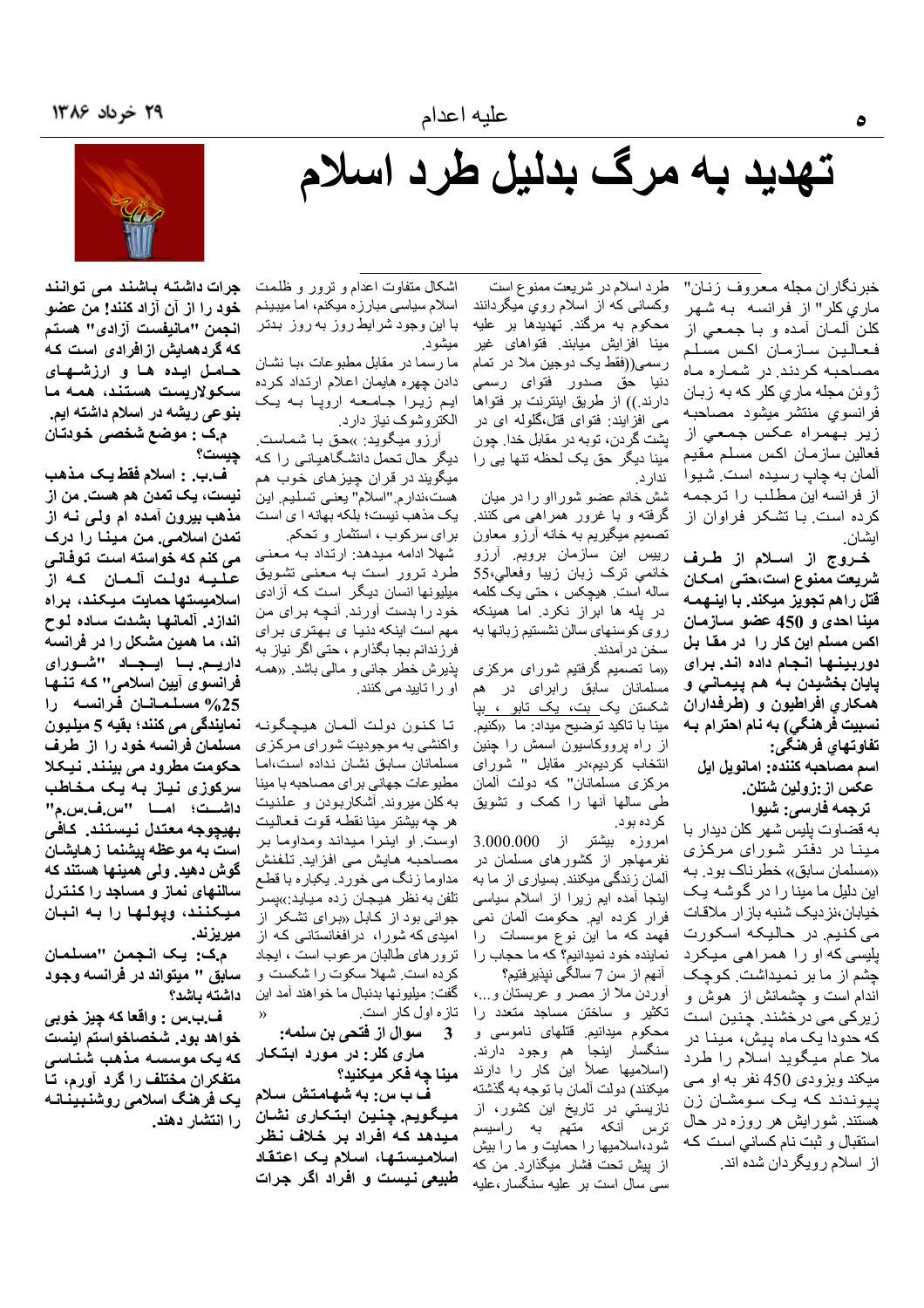# تهدید به مرگ بدلیل طرد اسلام

خبرنگاران مجله معروف زنان" ماري كلر" از فرانسه به شهر كلن آلمان آمده و با جمعي از فعالين سازمان اكس مسلم مصاحبه كردند. در شماره ماه ژوئن مجله ماري كلر كه به زبان فرانسوي منتشر ميشود مصاحبه زير بهمراه عكس جمعي از فعالين سازمان اكس مسلم مقيم آلمان به چاپ رسيده است. شيوا از فرانسه اين مطلب را ترجمه كرده است. با تشكر فراوان از ايشان.

**خروج از اسلام از طرف شريعت ممنوع است،حتی امکان قتل راهم تجويز ميكند. با اينهمه مينا احدی و 450 عضو سازمان اكس مسلم اين كار را در مقا بل دوربينها انجام داده اند. برای پايان بخشيدن به هم پيماني و همكاري افراطيون و (طرفداران نسبيت فرهنگي) به نام احترام به تفاوتهاي فرهنگي:**

**اسم مصاحبه كننده: امانويل ايل**

**عكس از:زولين شتلن.**

**ترجمه فارسی: شيوا**

به قضاوت پليس شهر كلن ديدار با مينا در دفتر شورای مركزی «مسلمان سابق» خطرناك بود. به اين دليل ما مينا را در گوشه يك خيابان،نزديك شنبه بازار ملاقات می كنيم. در حاليكه اسكورت پليسی كه او را همراهی ميكرد چشم از ما بر نميداشت. كوچک اندام است و چشمانش از هوش و زيركی می درخشند. چنين است كه حدودا يک ماه پيش، مينا در ملا عام ميگويد اسلام را طرد ميكند وبزودی 450 نفر به او می پيوندند كه يک سومشان زن هستند. شورايش هر روزه در حال استقبال و ثبت نام كسانی است كه از اسلام رويگردان شده اند.

طرد اسلام در شريعت ممنوع است وكسانی كه از اسلام روي ميگردانند محكوم به مرگند. تهديدها بر عليه مينا افزايش ميابند. فتواهای غير رسمی((فقط يک دوجين ملا در تمام دنيا حق صدور فتوای رسمی دارند.)) از طريق اينترنت بر فتواها می افزايند: فتوای قتل،گلوله ای در پشت گردن، توبه در مقابل خدا. چون مينا ديگر حق يک لحظه تنها يی را ندارد.

شش خانم عضو شوراا و را در ميان گرفته و با غرور همراهی می كنند. تصميم ميگيريم به خانه آرزو معاون رييس اين سازمان برويم. آرزو خانمي ترک زبان زيبا وفعالي،55 ساله است. هيچكس ، حتی يک كلمه در پله ها ابراز نكرد. اما همينكه روی كوسنهای سالن نشستيم زبانها به سخن درآمدند.

«ما تصميم گرفتيم شورای مركزی مسلمانان سابق رابرای در هم شكستن يک بت، يک تابو ، بپا كنيم.» مينا با تاكيد توضيح ميداد: ما «از راه پرووكاسيون اسمش را چنين انتخاب كرديم،در مقابل " شورای مركزی مسلمانان" كه دولت آلمان طی سالها آنها را كمک و تشويق كرده بود.

امروزه بيشتر از 3.000.000 نفرمهاجر از كشورهای مسلمان در آلمان زندگی ميكنند. بسياری از ما به اينجا آمده ايم زيرا از اسلام سياسی فرار كرده ايم. حكومت آلمان نمی فهمد كه ما اين نوع موسسات را نماينده خود نميدانيم؟ كه ما حجاب را آنهم از سن 7 سالگی نپذيرفتيم؟

آوردن ملا از مصر و عربستان و...، تكثير و ساختن مساجد متعدد را محكوم ميدانيم. قتلهای ناموسی و سنگسار اينجا هم وجود دارند. (اسلاميها عملا اين كار را دارند ميكنند) دولت آلمان با توجه به گذشته نازيستي در تاريخ اين كشور، از ترس آنكه متهم به راسيسم شود،اسلاميها را حمايت و ما را بيش از پيش تحت فشار ميگذارد. من كه سی سال است بر عليه سنگسار،عليه اشكال متفاوت اعدام و ترور و ظلمت اسلام سياسی مبارزه ميكنم، اما ميبينم با اين وجود شرايط روز به روز بدتر ميشود.

ما رسما در مقابل مطبوعات ،با نشان دادن چهره هايمان اعلام ارتداد كرده ايم زيرا جامعه اروپا به يک الكتروشوک نياز دارد.

آرزو ميگويد: »حق با شماست. ديگر حال تحمل دانشگاهيانی را كه ميگويند در قران چيزهای خوب هم هست،ندارم."اسلام" يعنی تسليم. اين يک مذهب نيست؛ بلكه بهانه ا ی است برای سركوب ، استثمار و تحكم.

شهلا ادامه ميدهد: ارتداد به معنی طرد ترور است به معنی تشويق ميليونها انسان ديگر است كه آزادی خود را بدست آورند. آنچه برای من مهم است اينكه دنيا ی بهتری برای فرزندانم بجا بگذارم ، حتی اگر نياز به پذيرش خطر جانی و مالی باشد. «همه او را تاييد می كنند.

تا كنون دولت آلمان هيچگونه واكنشی به موجوديت شورای مركزی مسلمانان سابق نشان نداده است،اما مطبوعات جهانی برای مصاحبه با مينا به كلن ميروند. آشكاربودن و علنيت هر چه بيشتر مينا نقطه قوت فعاليت اوست. او اينرا ميداند ومداوما بر مصاحبه هايش می افزايد. تلفنش مداوما زنگ می خورد. يكباره با قطع تلفن به نظر هيجان زده ميايد:»پسر جوانی بود از كابل «برای تشكر از اميدی كه شورا، درافغانستانی كه از ترورهای طالبان مرعوب است ، ايجاد كرده است. شهلا سكوت را شكست و گفت: ميليونها بدنبال ما خواهند آمد اين تازه اول كار است. «

**3 سوال از فتحی بن سلمه:**

**ماری كلر: در مورد ابتكار مينا چه فكر ميكنيد؟**

**ف ب س: به شهامتش سلام ميگويم. چنين ابتكاری نشان ميدهد كه افراد بر خلاف نظر اسلاميستها، اسلام يک اعتقاد طبيعی نيست و افراد اگر جرات داشته باشند می توانند خود را از آن آزاد كنند! من عضو انجمن "مانيفست آزادی" هستم كه گردهمايش ازافرادی است كه حامل ايده ها و ارزشهای سكولاريست هستند، همه ما بنوعی ريشه در اسلام داشته ايم.**

**م.ک : موضع شخصی خودتان چيست؟**

**ف.ب. : اسلام فقط يک مذهب نيست، يک تمدن هم هست. من از مذهب بيرون آمده ام ولی نه از تمدن اسلامی. من مينا را درک می كنم كه خواسته است توفانی عليه دولت آلمان كه از اسلاميستها حمايت ميكند، براه اندازد. آلمانها بشدت ساده لوح اند، ما همين مشكل را در فرانسه داريم. با ايجاد "شورای فرانسوی آيين اسلامی" كه تنها 25% مسلمانان فرانسه را نمايندگی می كنند؛ بقيه 5 ميليون مسلمان فرانسه خود را از طرف حكومت مطرود می بينند. نيكلا سركوزی نياز به يک مخاطب داشت؛ اما "س.ف.س.م" بهيچوجه معتدل نيستند. كافی است به موعظه پيشنما زهايشان گوش دهيد. ولی همينها هستند كه سالنهای نماز و مساجد را كنترل ميكنند، وپولها را به انبان ميريزند.**

**م.ک: يک انجمن "مسلمان سابق " ميتواند در فرانسه وجود داشته باشد؟**

**ف.ب.س : واقعا كه چيز خوبی خواهد بود. شخصاخواستم اينست كه يک موسسه مذهب شناسی متفكران مختلف را گرد آورم، تا يک فرهنگ اسلامی روشنبينانه را انتشار دهند.**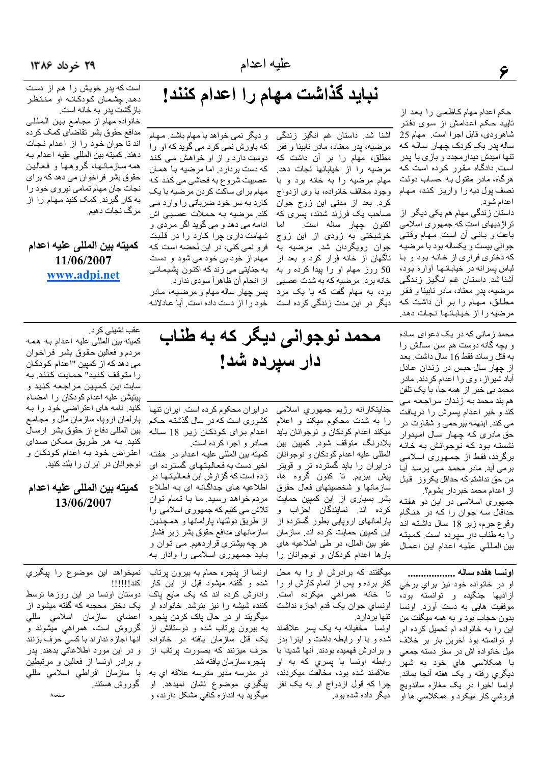# نباید گذاشت مهام را اعدام کنند!

حکم اعدام مهام کاظمی را بعد از تایید حکم اعدامش از سوی دفتر شاهرودی، قابل اجرا است. مهام 25 ساله پدر یک کودک چهار ساله که تنها امیدش دیدارمجدد و بازی با پدر است. دادگاه مقرر کرده است که هرگاه، مادر مقتول به حساب دولت نصف پول دیه را واریز کند، مهام اعدام شود.

داستان زندگی مهام هم یکی دیگر از تراژدیهای است که جمهوری اسلامی باعث و بانی آن است. مهام وقتی جوانی بیست و یکساله بود با مرضیه که دختری فراری از خانه بود و با لباس پسرانه در خیابانها آواره بود، آشنا شد. داستان غم انگیز زندگی مرضیه، پدر معتاد، مادر نابینا و فقر مطلق، مهام را بر آن داشت که مرضیه را از خیابانها نجات دهد. مهام مرضیه را به خانه برد و با وجود مخالف خانواده، با وی ازدواج کرد. بعد از مدتی این زوج جوان صاحب یک فرزند شدند، پسری که اکنون چهار ساله است. اما خوشبختی به زودی از این زوج جوان رویگردان شد. مرضیه به ناگهان از خانه فرار کرد و بعد از 50 روز مهام او را پیدا کرده و به خانه برد. مرضیه که به شدت عصبی بود، به مهام گفت که با یک مرد دیگر در این مدت زندگی کرده است و دیگر نمی خواهد با مهام باشد. مهام که باورش نمی کرد می گوید که او را دوست دارد و از او خواهش می کند که دست بردارد. اما مرضیه با همان عصبیت شروع به فحاشی می کند که مهام برای ساکت کردن مرضیه با یک کارد به سر خود ضرباتی را وارد می کند. مرضیه به حملات عصبی اش ادامه می دهد و می گوید اگر مردی و شهامت داری چرا کارد را در قلبت فرو نمی کنی، در این لحظه است که مهام از خود بی خود می شود و دست به جنایتی می زند که اکنون پشیمانی از انجام آن ظاهراً سودی ندارد.

پسر چهار ساله مهام و مرضیه، مادر خود را از دست داده است. آیا عادلانه است که پدر خویش را هم از دست دهد. چشمان کودکانه او منتظر بازگشت پدر به خانه است.

خانواده مهام از مجامع بین المللی مدافع حقوق بشر تقاضای کمک کرده اند تا جوان خود را از اعدام نجات دهند. کمیته بین المللی علیه اعدام به همه سازمانها، گروهها و فعالین حقوق بشر فراخوان می دهد که برای نجات جان مهام تمامی نیروی خود را به کار گیرند. کمک کنید مهام را از مرگ نجات دهیم.

**کمیته بین المللی علیه اعدام**
**11/06/2007**
**www.adpi.net**

# محمد نوجوانی دیگر که به طناب دار سپرده شد!

محمد زمانی که در یک دعوای ساده و بچه گانه دوست هم سن سالش را به قتل رساند فقط 16 سال داشت. بعد از چهار سال حبس در زندان عادل آباد شیراز، وی را اعدام کردند. مادر محمد بی خبر از همه جا، با یک تلفن هم بند محمد به زندان مراجعه می کند و خبر اعدام پسرش را دریافت می کند. اینهمه بیرحمی و شقاوت در حق مادری که چهار سال امیدوار نشسته بود که نوجوانش به خانه برگردد، فقط از جمهوری اسلامی برمی آید. مادر محمد می پرسد آیا من حق نداشتم که حداقل یکروز قبل از اعدام محمد خبردار بشوم؟.

جمهوری اسلامی در این دو هفته حداقل سه جوان را که در هنگام وقوع جرم، زیر 18 سال داشته اند را به طناب دار سپرده است. کمیته بین المللی علیه اعدام این اعمال جنایتکارانه رژیم جمهوري اسلامي را به شدت محکوم میکند و اعلام میکند اعدام کودکان و نوجوانان باید بلادرنگ متوقف شود. کمپین بین المللی علیه اعدام کودکان و نوجوانان درایران را باید گسترده تر و قویتر پیش ببریم. تا کنون گروه ها، سازمانها و شخصیتهای فعال حقوق بشر بسیاری از این کمپین حمایت کرده اند. نمایندگان احزاب و پارلمانهای اروپایی بطور گسترده از این کمپین حمایت کرده اند. سازمان عفو بین الملل، در طی اطلاعیه های بارها اعدام کودکان و نوجوانان را درایران محکوم کرده است. ایران تنها کشوری است که در سال گذشته حکم اعدام برای کودکان زیر 18 ساله صادر و اجرا کرده است.

کمیته بین المللی علیه اعدام در هفته اخیر دست به فعالیتهای گسترده ای زده است که گزارش این فعالیتها در اطلاعیه های جداگانه ای به اطلاع مردم خواهد رسید. ما با تمام توان تلاش می کنیم که جمهوری اسلامی را از طریق دولتها، پارلمانها و همچنین سازمانهای مدافع حقوق بشر زیر فشار هر چه بیشتری قراردهیم. می توان و باید جمهوری اسلامی را وادار به عقب نشینی کرد.

کمیته بین المللی علیه اعدام به همه مردم و فعالین حقوق بشر فراخوان می دهد که از کمپین "اعدام کودکان را متوقف کنید" حمایت کنند. به سایت این کمپین مراجعه کنید و پیتیشن علیه اعدام کودکان را امضاء کنید. نامه های اعتراضی خود را به پارلمان اروپا، سازمان ملل و مجامع بین المللی دفاع از حقوق بشر ارسال کنید. به هر طریق ممکن صدای اعتراض خود به اعدام کودکان و نوجوانان در ایران را بلند کنید.

**کمیته بین المللی علیه اعدام**
**13/06/2007**

**اونسا هفده ساله ..................**

او در خانواده خود نیز براي برخي آزاديها جنگيده و توانسته بود، موفقيت هايي به دست آورد. اونسا بدون حجاب بود و به همه ميگفت من اين را به خانواده ام تحميل كرده ام. او توانسته بود آخرين بار بر خلاف ميل خانواده اش در سفر دسته جمعي با همكلاسي هاي خود به شهر ديگري رفته و يك هفته آنجا بماند. اونسا اخيرا در يك مغازه ساندويچ فروشي كار ميكرد و همكلاسي ها او ميگفتند كه برادرش او را به محل كار برده و پس از اتمام كارش او را تا خانه همراهي ميكرده است. اونساي جوان يك قدم اجازه نداشت تنها بردارد.

اونسا مخفيانه به يك پسر علاقمند شده و با او رابطه داشت و اينرا پدر و برادرش فهميده بودند. آنها شديدا با رابطه اونسا با پسري كه به او علاقمند شده بود، مخالفت ميكردند، چرا كه قول ازدواج او به يك نفر ديگر داده شده بود.

اونسا از پنجره حمام به بيرون پرتاب شده و گفته ميشود قبل از اين كار وادارش كرده اند كه يك مايع پاك كننده شيشه را نيز بنوشد. خانواده او ميگويند او در حال پاك كردن پنجره به بيرون پرتاب شده و دوستانش از يك قتل سازمان يافته در خانواده حرف ميزنند كه بصورت پرتاب از پنجره سازمان يافته شد.

در مدرسه مدير مدرسه علاقه اي به پيگيري موضوع نشان نميدهد. او ميگويد به اندازه كافي مشكل دارند، و نميخواهد اين موضوع را پيگيري كند!!!!!!

دوستان اونسا در اين روزها توسط يك دختر محجبه كه گفته ميشود از اعضاي سازمان اسلامي ملي گرروش است، همراهي ميشوند و آنها اجازه ندارند با كسي حرف بزنند و در اين مورد اطلاعاتي بدهند. پدر و برادر اونسا از فعالين و مرتبطين با سازمان افراطي اسلامي ملي گوروش هستند.

صفحه۸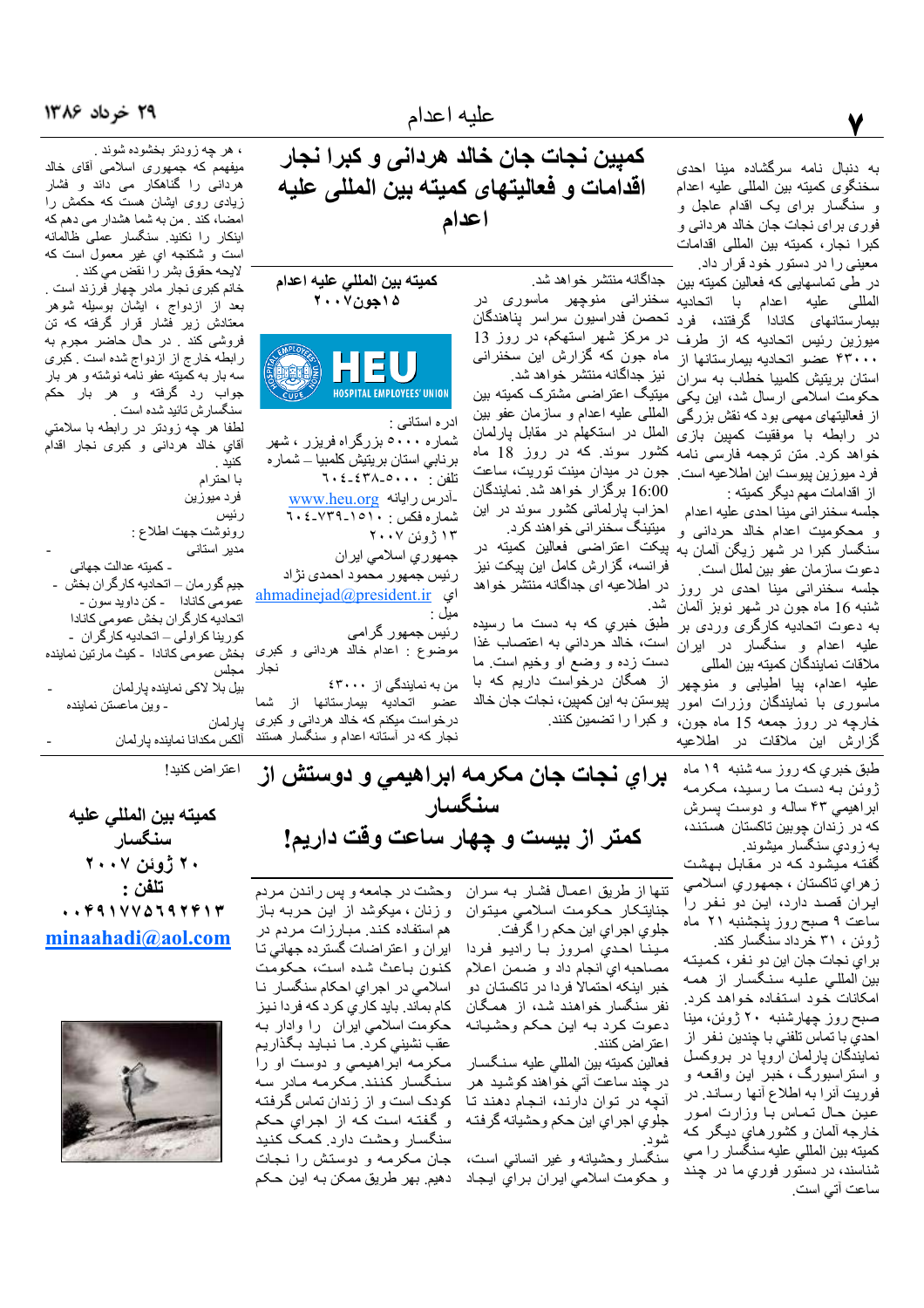# کمپین نجات جان خالد هردانی و کبرا نجار اقدامات و فعالیتهای کمیته بین المللی علیه اعدام

به دنبال نامه سرگشاده مینا احدی سخنگوی کمیته بین المللی علیه اعدام و سنگسار برای یک اقدام عاجل و فوری برای نجات جان خالد هردانی و کبرا نجار، کمیته بین المللی اقدامات معینی را در دستور خود قرار داد.

در طی تماسهایی که فعالین کمیته بین المللی علیه اعدام با اتحادیه بیمارستانهای کانادا گرفتند، فرد میوزین رئیس اتحادیه که از طرف ۴۳۰۰۰ عضو اتحادیه بیمارستانها از استان بریتیش کلمبیا خطاب به سران حکومت اسلامی ارسال شد، این یکی از فعالیتهای مهمی بود که نقش بزرگی در رابطه با موفقیت کمپین بازی خواهد کرد. متن ترجمه فارسی این نامه فرد میوزین پیوست این اطلاعیه است.

از اقدامات مهم دیگر کمیته :

جلسه سخنرانی مینا احدی علیه اعدام و محکومیت اعدام خالد حردانی و سنگسار کبرا در شهر زیگن آلمان به دعوت سازمان عفو بین الملل است.

جلسه سخنرانی مینا احدی در روز شنبه 16 ماه جون در شهر نوبز آلمان به دعوت اتحادیه کارگری وردی بر علیه اعدام و سنگسار در ایران ملاقات نمایندگان کمیته بین المللی علیه اعدام، پیا اطیابی و منوچهر ماسوری با نمایندگان وزرات امور خارجه در روز جمعه 15 ماه جون، گزارش این ملاقات در اطلاعیه جداگانه منتشر خواهد شد.

سخنرانی منوچهر ماسوری در اتحادیه تحصن فدراسیون سراسر پناهندگان در مرکز شهر استهکم، در روز 13 ماه جون که گزارش این سخنرانی نیز جداگانه منتشر خواهد شد.

میتینگ اعتراضی مشترک کمیته بین المللی علیه اعدام و سازمان عفو بین الملل در استکهلم در مقابل پارلمان کشور سوئد. که در روز 18 ماه جون در میدان مینت توریت، ساعت 16:00 برگزار خواهد شد. نمایندگان احزاب پارلمانی کشور سوئد در این میتینگ سخنرانی خواهند کرد.

پیکت اعتراضی فعالین کمیته در فرانسه، گزارش کامل این پیکت نیز در اطلاعیه ای جداگانه منتشر خواهد شد.

طبق خبري که به دست ما رسیده است، خالد حردانی به اعتصاب غذا دست زده و وضع او وخیم است. ما از همگان درخواست داریم که با پیوستن به این کمپین، نجات جان خالد و کبرا را تضمین کنند.

**کمیته بین المللی علیه اعدام**
**۱۵جون۲۰۰۷**

HEU
HOSPITAL EMPLOYEES' UNION

ادره استانی :
شماره ۵۰۰۰ بزرگراه فریزر ، شهر برنابی استان بریتیش کلمبیا – شماره تلفن : ۵۰۰۰-۴۳۸-۶۰۴
-آدرس رایانه : www.heu.org
شماره فکس : ۱۵۱۰-۷۳۹-۶۰۴
۱۳ ژوئن ۲۰۰۷

جمهوري اسلامي ایران
رئیس جمهور محمود احمدی نژاد
اي میل : ahmadinejad@president.ir

رئیس جمهور گرامی
موضوع : اعدام خالد هردانی و کبری نجار

من به نمایندگی از ۴۳۰۰۰ عضو اتحادیه بیمارستانها از شما درخواست میکنم که خالد هردانی و کبری نجار که در آستانه اعدام و سنگسار هستند، هر چه زودتر بخشوده شوند.

میفهم که جمهوری اسلامی آقای خالد هردانی را گناهکار می داند و فشار زیادی روی ایشان هست که حکمش را امضاء کند . من به شما هشدار می دهم که اینکار را نکنید. سنگسار عملی ظالمانه است و شکنجه اي غیر معمول است که لایحه حقوق بشر را نقض می کند .

خانم کبری نجار مادر چهار فرزند است . بعد از ازدواج ، ایشان بوسیله شوهر معتادش زیر فشار قرار گرفته که تن فروشی کند . در حال حاضر مجرم به رابطه خارج از ازدواج شده است . کبری سه بار به کمیته عفو نامه نوشته و هر بار جواب رد گرفته و هر بار حکم سنگسارش تائید شده است .

لطفا هر چه زودتر در رابطه با سلامتي آقاي خالد هردانی و کبری نجار اقدام کنید .

با احترام
فرد میوزین
رئیس

رونوشت جهت اطلاع :
- مدیر استانی
- کمیته عدالت جهانی
- جیم گورمان – اتحادیه کارگران بخش عمومی کانادا - کن داوید سون -
- اتحادیه کارگران بخش عمومی کانادا
- کورینا کراولی – اتحادیه کارگران بخش عمومی کانادا - کیث مارتین نماینده مجلس
- بیل لا لاکی نماینده پارلمان
- وین ماعستن نماینده پارلمان
- الکس مکدانا نماینده پارلمان

# براي نجات جان مکرمه ابراهیمي و دوستش از سنگسار

## کمتر از بیست و چهار ساعت وقت داریم!

طبق خبري که روز سه شنبه ۱۹ ماه ژوئن به دست ما رسید، مکرمه ابراهیمي ۴۳ ساله و دوست پسرش که در زندان چوبین تاکستان هستند، به زودي سنگسار میشوند.

گفته میشود که در مقابل بهشت زهراي تاکستان ، جمهوري اسلامي ایران قصد دارد، این دو نفر را ساعت ۹ صبح روز پنجشنبه ۲۱ ماه ژوئن ، ۳۱ خرداد سنگسار کند.

براي نجات جان این دو نفر، کمیته بین المللي علیه سنگسار از همه امکانات خود استفاده خواهد کرد.

صبح روز چهارشنبه ۲۰ ژوئن، مینا احدي با تماس تلفني با چندین نفر از نمایندگان پارلمان اروپا در بروکسل و استراسبورگ ، خبر این واقعه و فوریت آنرا به اطلاع آنها رساند. در عین حال تماس با وزارت امور خارجه آلمان و کشورهاي دیگر که کمیته بین المللي علیه سنگسار را مي شناسند، در دستور فوري ما در چند ساعت آتي است.

تنها از طریق اعمال فشار به سران جنایتکار حکومت اسلامي میتوان جلوي اجراي این حکم را گرفت.

مینا احدي امروز با رادیو فردا مصاحبه اي انجام داد و ضمن اعلام خبر اینکه احتمالا فردا در تاکستان دو نفر سنگسار خواهند شد، از همگان دعوت کرد به این حکم وحشیانه اعتراض کنند.

فعالین کمیته بین المللي علیه سنگسار در چند ساعت آتي خواهند کوشید هر آنچه در توان دارند، انجام دهند تا جلوي اجراي این حکم وحشیانه گرفته شود.

سنگسار وحشیانه و غیر انساني است، و حکومت اسلامي ایران براي ایجاد وحشت در جامعه و پس راندن مردم و زنان ، میکوشد از این حربه باز هم استفاده کند. مبارزات مردم در ایران و اعتراضات گسترده جهاني تا کنون باعث شده است، حکومت اسلامي در اجراي احکام سنگسار نا کام بماند. باید کاري کرد که فردا نیز حکومت اسلامي ایران را وادار به عقب نشیني کرد. ما نباید بگذاریم مکرمه ابراهیمي و دوست او را سنگسار کنند. مکرمه مادر سه کودک است و از زندان تماس گرفته و گفته است که از اجراي حکم سنگسار وحشت دارد. کمک کنید جان مکرمه و دوستش را نجات دهیم. بهر طریق ممکن به این حکم اعتراض کنید!

**کمیته بین المللی علیه سنگسار**
**۲۰ ژوئن ۲۰۰۷**
**تلفن :**
**۰۰۴۹۱۷۷۵۶۹۲۴۱۳**
**minaahadi@aol.com**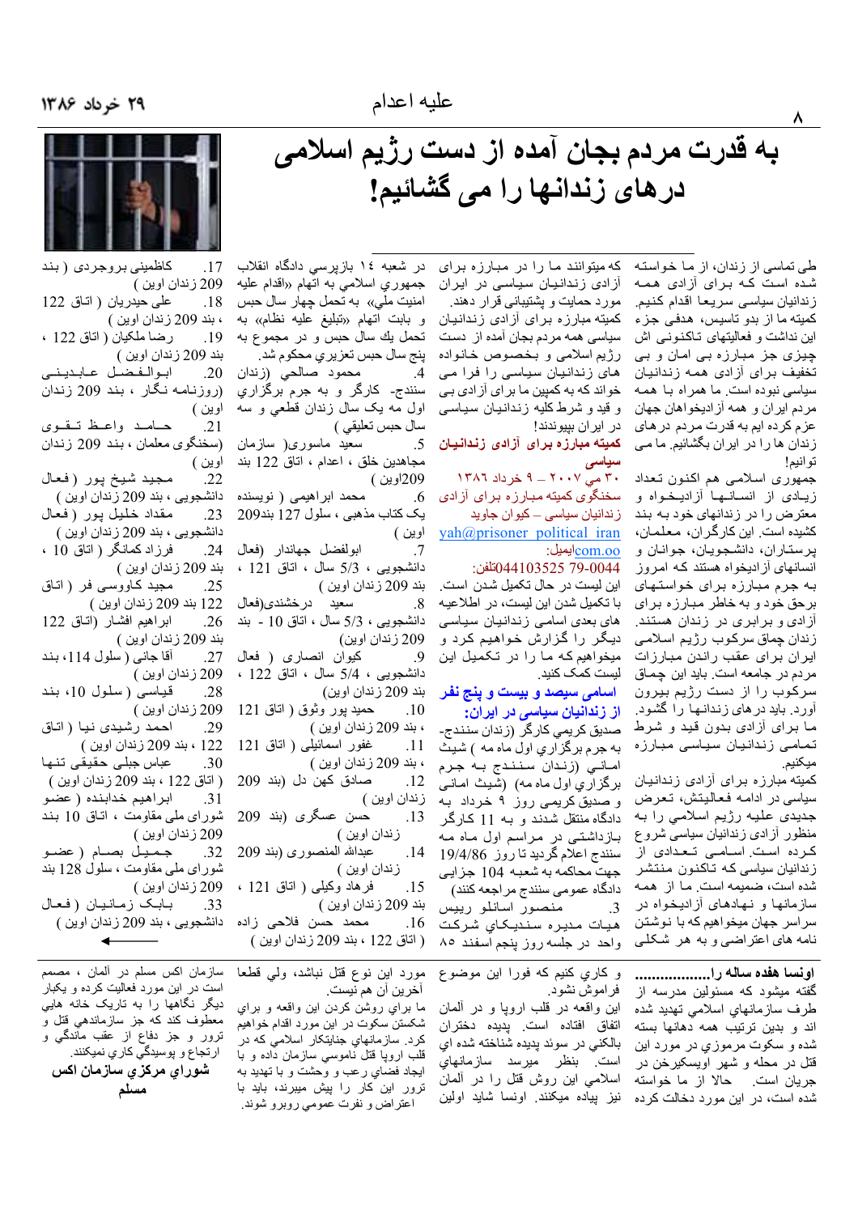# به قدرت مردم بجان آمده از دست رژیم اسلامی درهای زندانها را می گشائیم!

طی تماسی از زندان، از ما خواسته شده است که برای آزادی همه زندانیان سیاسی سریعا اقدام کنیم. کمیته ما از بدو تاسیس، هدفی جزء این نداشت و فعالیتهای تاکنونی اش چیزی جز مبارزه بی امان و بی تخفیف برای آزادی همه زندانیان سیاسی نبوده است. ما همراه با همه مردم ایران و همه آزادیخواهان جهان عزم کرده ایم به قدرت مردم درهای زندان ها را در ایران بگشائیم. ما می توانیم!

جمهوری اسلامی هم اکنون تعداد زیادی از انسانهای آزادیخواه و معترض را در زندانهای خود به بند کشیده است. این کارگران، معلمان، پرستاران، دانشجویان، جوانان و انسانهای آزادیخواه هستند که امروز به جرم مبارزه برای خواستهای برحق خود و به خاطر مبارزه برای آزادی و برابری در زندان هستند. زندان چماق سرکوب رژیم اسلامی ایران برای عقب راندن مبارزات مردم در جامعه است. باید این چماق سرکوب را از دست رژیم بیرون آورد. باید درهای زندانها را گشود. ما برای آزادی بدون قید و شرط تمامی زندانیان سیاسی مبارزه میکنیم.

کمیته مبارزه برای آزادی زندانیان سیاسی در ادامه فعالیتش، تعرض جدیدی علیه رژیم اسلامی را به منظور آزادی زندانیان سیاسی شروع کرده است. اسامی تعدادی از زندانیان سیاسی که تاکنون منتشر شده است، ضمیمه است. ما از همه سازمانها و نهادهای آزادیخواه در سراسر جهان میخواهیم که با نوشتن نامه های اعتراضی و به هر شکلی که میتوانند ما را در مبارزه برای آزادی زندانیان سیاسی در ایران مورد حمایت و پشتیبانی قرار دهند. کمیته مبارزه برای آزادی زندانیان سیاسی همه مردم بجان آمده از دست رژیم اسلامی و بخصوص خانواده های زندانیان سیاسی را فرا می خواند که به کمپین ما برای آزادی بی قید و شرط کلیه زندانیان سیاسی در ایران بپیوندند!

**کمیته مبارزه برای آزادی زندانیان سیاسی**

۳۰ می ۲۰۰۷ – ۹ خرداد ۱۳۸۶

سخنگوی کمیته مبارزه برای آزادی زندانیان سیاسی – کیوان جاوید

ایمیل: yah@prisoner_political_iran.com.oo

تلفن: 0044103525 79-0044

این لیست در حال تکمیل شدن است. با تکمیل شدن این لیست، در اطلاعیه های بعدی اسامی زندانیان سیاسی دیگر را گزارش خواهیم کرد و میخواهیم که ما را در تکمیل این لیست کمک کنید.

**اسامی سیصد و بیست و پنج نفر از زندانیان سیاسی در ایران:**

1. صدیق کریمي کارگر (زندان سنندج، به جرم برگزاري اول ماه مه ) شیث امانی (زندان سنندج به جرم برگزاري اول ماه مه) (شیث امانی و صدیق کریمی روز ۹ خرداد به دادگاه منتقل شدند و به 11 کارگر بازداشتی در مراسم اول ماه مه سنندج اعلام گردید تا روز 19/4/86 جهت محاکمه به شعبه 104 جزایی دادگاه عمومی سنندج مراجعه کنند)
3. منصور اسانلو رییس هیات مدیره سندیکاي شرکت واحد در جلسه روز پنجم اسفند ۸۵ در شعبه ١٤ بازپرسي دادگاه انقلاب جمهوري اسلامي به اتهام «اقدام علیه امنیت ملّي» به تحمل چهار سال حبس و بابت اتهام «تبلیغ علیه نظام» به تحمل یك سال حبس و در مجموع به پنج سال حبس تعزیري محكوم شد.
4. محمود صالحي (زندان سنندج- کارگر و به جرم برگزاري اول مه یک سال زندان قطعي و سه سال حبس تعلیقي )
5. سعید ماسوری( سازمان مجاهدین خلق ، اعدام ، اتاق 122 بند 209اوین )
6. محمد ابراهیمی ( نویسنده یک کتاب مذهبی ، سلول 127 بند209 اوین )
7. ابولفضل جهاندار (فعال دانشجویی ، 5/3 سال ، اتاق 121 ، بند 209 زندان اوین )
8. سعید درخشندی(فعال دانشجویی ، 5/3 سال ، اتاق 10 - بند 209 زندان اوین)
9. کیوان انصاری ( فعال دانشجویی ، 5/4 سال ، اتاق 122 ، بند 209 زندان اوین)
10. حمید پور وثوق ( اتاق 121 ، بند 209 زندان اوین )
11. غفور اسمائیلی ( اتاق 121 ، بند 209 زندان اوین )
12. صادق کهن دل (بند 209 زندان اوین )
13. حسن عسگری (بند 209 زندان اوین )
14. عبدالله المنصوری (بند 209 زندان اوین )
15. فرهاد وکیلی ( اتاق 121 ، بند 209 زندان اوین )
16. محمد حسن فلاحی زاده ( اتاق 122 ، بند 209 زندان اوین )
17. کاظمینی بروجردی ( بند 209 زندان اوین )
18. علی حیدریان ( اتاق 122 ، بند 209 زندان اوین )
19. رضا ملکیان ( اتاق 122 ، بند 209 زندان اوین )
20. ابوالفضل عابدینی (روزنامه نگار ، بند 209 زندان اوین )
21. حامد واعظ تقوی (سخنگوی معلمان ، بند 209 زندان اوین )
22. مجید شیخ پور ( فعال دانشجویی ، بند 209 زندان اوین )
23. مقداد خلیل پور ( فعال دانشجویی ، بند 209 زندان اوین )
24. فرزاد کمانگر ( اتاق 10 ، بند 209 زندان اوین )
25. مجید کاووسی فر ( اتاق 122 بند 209 زندان اوین )
26. ابراهیم افشار (اتاق 122 بند 209 زندان اوین )
27. آقا جانی ( سلول 114، بند 209 زندان اوین )
28. قیاسی ( سلول 10، بند 209 زندان اوین )
29. احمد رشیدی نیا ( اتاق 122 ، بند 209 زندان اوین )
30. عباس جبلی حقیقی تنها ( اتاق 122 ، بند 209 زندان اوین )
31. ابراهیم خدابنده ( عضو شورای ملی مقاومت ، اتاق 10 بند 209 زندان اوین )
32. جمیل بصام ( عضو شورای ملی مقاومت ، سلول 128 بند 209 زندان اوین )
33. بابک زمانیان ( فعال دانشجویی ، بند 209 زندان اوین )

---

**اونسا هفده ساله را.................**
گفته میشود که مسئولین مدرسه از طرف سازمانهاي اسلامي تهديد شده اند و بدين ترتيب همه دهانها بسته شده و سكوت مرموزي در مورد اين قتل در محله و شهر اوپسكيرخن در جريان است. حالا از ما خواسته شده است، در اين مورد دخالت كرده و كاري كنيم كه فورا اين موضوع فراموش نشود.

اين واقعه در قلب اروپا و در المان اتفاق افتاده است. پديده دختران بالكني در سوئد پديده شناخته شده اي است. بنظر ميرسد سازمانهاي اسلامي اين روش قتل را در المان نيز پياده ميكنند. اونسا شايد اولين مورد اين نوع قتل نباشد، ولي قطعا آخرين آن هم نيست.

ما براي روشن كردن اين واقعه و براي شكستن سكوت در اين مورد اقدام خواهيم كرد. سازمانهاي جنايتكار اسلامي كه در قلب اروپا قتل ناموسي سازمان داده و با ايجاد فضاي رعب و وحشت و با تهديد به ترور اين كار را پيش ميبرند، بايد با اعتراض و نفرت عمومي روبرو شوند.

سازمان اكس مسلم در آلمان ، مصمم است در اين مورد فعاليت كرده و يكبار ديگر نگاهها را به تاريك خانه هايي معطوف كند كه جز سازماندهي قتل و ترور و جز دفاع از عقب ماندگي و ارتجاع و پوسيدگي كاري نميكنند.

**شوراي مركزي سازمان اكس مسلم**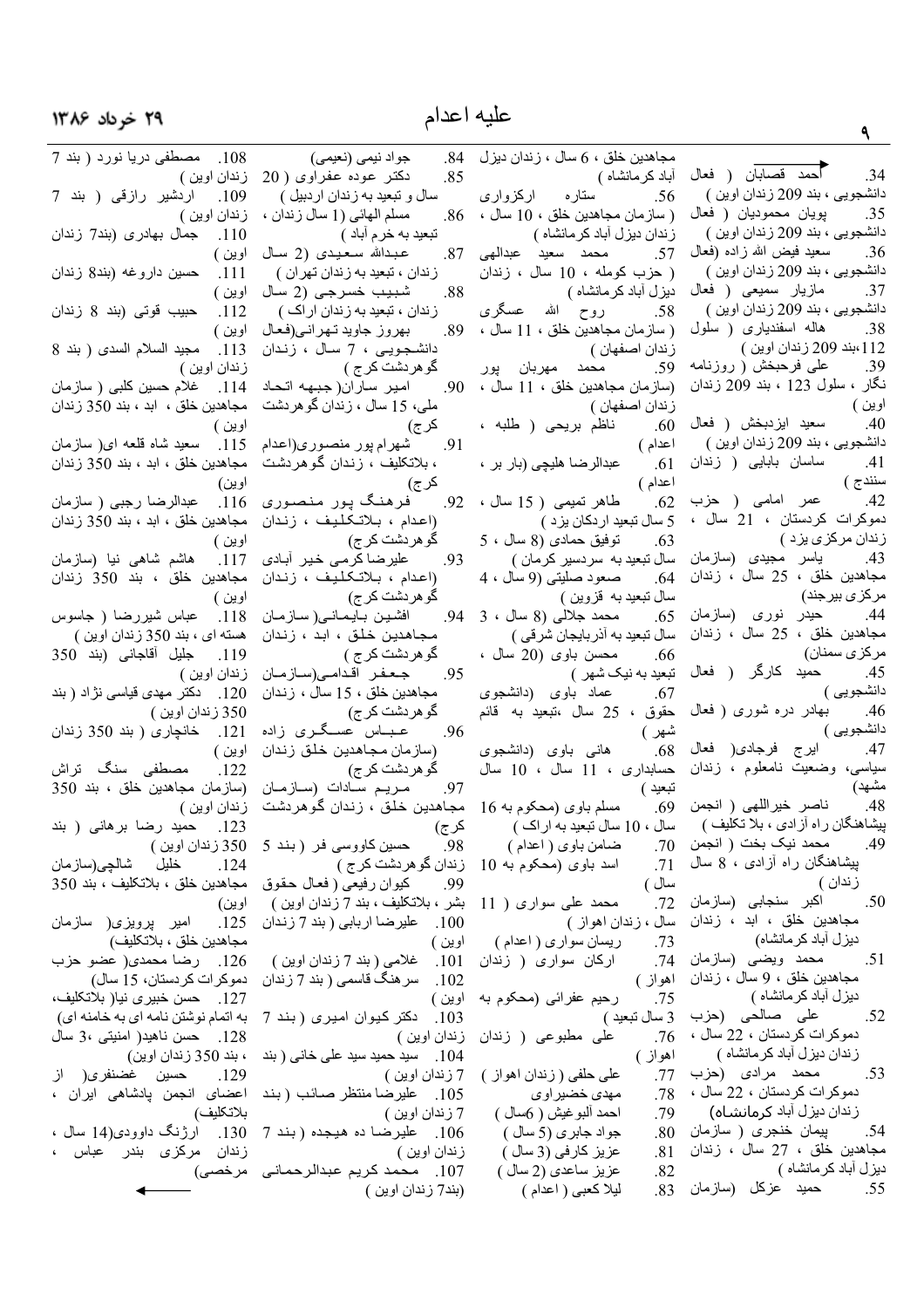34. احمد قصابان ( فعال دانشجویی ، بند 209 زندان اوین )
35. پویان محمودیان ( فعال دانشجویی ، بند 209 زندان اوین )
36. سعید فیض الله زاده (فعال دانشجویی ، بند 209 زندان اوین )
37. مازیار سمیعی ( فعال دانشجویی ، بند 209 زندان اوین )
38. هاله اسفندیاری ( سلول 112،بند 209 زندان اوین )
39. علی فرحبخش ( روزنامه نگار ، سلول 123 ، بند 209 زندان اوین )
40. سعید ایزدبخش ( فعال دانشجویی ، بند 209 زندان اوین )
41. ساسان بابایی ( زندان سنندج )
42. عمر امامی ( حزب دموکرات کردستان ، 21 سال ، زندان مرکزی یزد )
43. یاسر مجیدی (سازمان مجاهدین خلق ، 25 سال ، زندان مرکزی بیرجند)
44. حیدر نوری (سازمان مجاهدین خلق ، 25 سال ، زندان مرکزی سمنان)
45. حمید کارگر ( فعال دانشجویی )
46. بهادر دره شوری ( فعال دانشجویی )
47. ایرج فرجادی( فعال سیاسی، وضعیت نامعلوم ، زندان مشهد)
48. ناصر خیراللهی ( انجمن پیشاهنگان راه آزادی ، بلا تکلیف )
49. محمد نیک بخت ( انجمن پیشاهنگان راه آزادی ، 8 سال زندان )
50. اکبر سنجابی (سازمان مجاهدین خلق ، ابد ، زندان دیزل آباد کرمانشاه)
51. محمد ویضی (سازمان مجاهدین خلق ، 9 سال ، زندان دیزل آباد کرمانشاه )
52. علی صالحی (حزب دموکرات کردستان ، 22 سال ، زندان دیزل آباد کرمانشاه )
53. محمد مرادی (حزب دموکرات کردستان ، 22 سال ، زندان دیزل آباد کرمانشاه)
54. پیمان خنجری ( سازمان مجاهدین خلق ، 27 سال ، زندان دیزل آباد کرمانشاه )
55. حمید عزکل (سازمان مجاهدین خلق ، 6 سال ، زندان دیزل آباد کرمانشاه )
56. ستاره ارکزواری ( سازمان مجاهدین خلق ، 10 سال ، زندان دیزل آباد کرمانشاه )
57. محمد سعید عبدالهی ( حزب کومله ، 10 سال ، زندان دیزل آباد کرمانشاه )
58. روح الله عسگری ( سازمان مجاهدین خلق ، 11 سال ، زندان اصفهان )
59. محمد مهربان پور (سازمان مجاهدین خلق ، 11 سال ، زندان اصفهان )
60. ناظم بریحی ( طلبه ، اعدام )
61. عبدالرضا هلیچی (بار بر ، اعدام )
62. طاهر تمیمی ( 15 سال ، 5 سال تبعید اردکان یزد )
63. توفیق حمادی (8 سال ، 5 سال تبعید به سردسیر کرمان )
64. صعود صلیتی (9 سال ، 4 سال تبعید به قزوین )
65. محمد جلالی (8 سال ، 3 سال تبعید به آذربایجان شرقی )
66. محسن باوی (20 سال ، تبعید به نیک شهر )
67. عماد باوی (دانشجوی حقوق ، 25 سال ،تبعید به قائم شهر )
68. هانی باوی (دانشجوی حسابداری ، 11 سال ، 10 سال تبعید )
69. مسلم باوی (محکوم به 16 سال ، 10 سال تبعید به اراک )
70. ضامن باوی ( اعدام )
71. اسد باوی (محکوم به 10 سال )
72. محمد علی سواری ( 11 سال ، زندان اهواز )
73. ریسان سواری ( اعدام )
74. ارکان سواری ( زندان اهواز )
75. رحیم عفرائی (محکوم به 3 سال تبعید )
76. علی مطبوعی ( زندان اهواز )
77. علی حلفی ( زندان اهواز )
78. مهدی خضیراوی
79. احمد البوغیش ( 6سال )
80. جواد جابری (5 سال )
81. عزیز کارفی (3 سال )
82. عزیز ساعدی (2 سال )
83. لیلا کعبی ( اعدام )
84. جواد نیمی (نعیمی)
85. دکتر عوده عفراوی ( 20 سال و تبعید به زندان اردبیل )
86. مسلم الهائی (1 سال زندان ، تبعید به خرم آباد )
87. عبدالله سعیدی (2 سال زندان ، تبعید به زندان تهران )
88. شبیب خسرجی (2 سال زندان ، تبعید به زندان اراک )
89. بهروز جاوید تهرانی(فعال دانشجویی ، 7 سال ، زندان گوهردشت کرج )
90. امیر ساران(جبهه اتحاد ملی، 15 سال ، زندان گوهردشت کرج)
91. شهرام پور منصوری(اعدام ، بلاتکلیف ، زندان گوهردشت کرج)
92. فرهنگ پور منصوری (اعدام ، بلاتکلیف ، زندان گوهردشت کرج)
93. علیرضا کرمی خیر آبادی (اعدام ، بلاتکلیف ، زندان گوهردشت کرج)
94. افشین بایمانی( سازمان مجاهدین خلق ، ابد ، زندان گوهردشت کرج )
95. جعفر اقدامی(سازمان مجاهدین خلق ، 15 سال ، زندان گوهردشت کرج)
96. عباس عسگری زاده (سازمان مجاهدین خلق زندان گوهردشت کرج)
97. مریم سادات (سازمان مجاهدین خلق ، زندان گوهردشت کرج)
98. حسین کاووسی فر ( بند 5 زندان گوهردشت کرج )
99. کیوان رفیعی ( فعال حقوق بشر ، بلاتکلیف ، بند 7 زندان اوین )
100. علیرضا اربابی ( بند 7 زندان اوین )
101. غلامی ( بند 7 زندان اوین )
102. سرهنگ قاسمی ( بند 7 زندان اوین )
103. دکتر کیوان امیری ( بند 7 زندان اوین )
104. سید حمید سید علی خانی ( بند 7 زندان اوین )
105. علیرضا منتظر صائب ( بند 7 زندان اوین )
106. علیرضا ده هیجده ( بند 7 زندان اوین )
107. محمد کریم عبدالرحمانی (بند7 زندان اوین )
108. مصطفی دریا نورد ( بند 7 زندان اوین )
109. اردشیر رازقی ( بند 7 زندان اوین )
110. جمال بهادری (بند7 زندان اوین )
111. حسین داروغه (بند8 زندان اوین )
112. حبیب قوتی (بند 8 زندان اوین )
113. مجید السلام السدی ( بند 8 زندان اوین )
114. غلام حسین کلبی ( سازمان مجاهدین خلق ، ابد ، بند 350 زندان اوین )
115. سعید شاه قلعه ای( سازمان مجاهدین خلق ، ابد ، بند 350 زندان اوین)
116. عبدالرضا رجبی ( سازمان مجاهدین خلق ، ابد ، بند 350 زندان اوین )
117. هاشم شاهی نیا (سازمان مجاهدین خلق ، بند 350 زندان اوین )
118. عباس شیررضا ( جاسوس هسته ای ، بند 350 زندان اوین )
119. جلیل آقاجانی (بند 350 زندان اوین )
120. دکتر مهدی قیاسی نژاد ( بند 350 زندان اوین )
121. خانچاری ( بند 350 زندان اوین )
122. مصطفی سنگ تراش (سازمان مجاهدین خلق ، بند 350 زندان اوین )
123. حمید رضا برهانی ( بند 350 زندان اوین )
124. خلیل شالچی(سازمان مجاهدین خلق ، بلاتکلیف ، بند 350 اوین)
125. امیر پرویزی( سازمان مجاهدین خلق ، بلاتکلیف)
126. رضا محمدی( عضو حزب دموکرات کردستان، 15 سال)
127. حسن خبیری نیا( بلاتکلیف، به اتهام نوشتن نامه ای به خامنه ای)
128. حسن ناهید( امنیتی ،3 سال ، بند 350 زندان اوین)
129. حسین غضنفری( از اعضای انجمن پادشاهی ایران ، بلاتکلیف)
130. ارژنگ داوودی(14 سال ، زندان مرکزی بندر عباس ، مرخصی)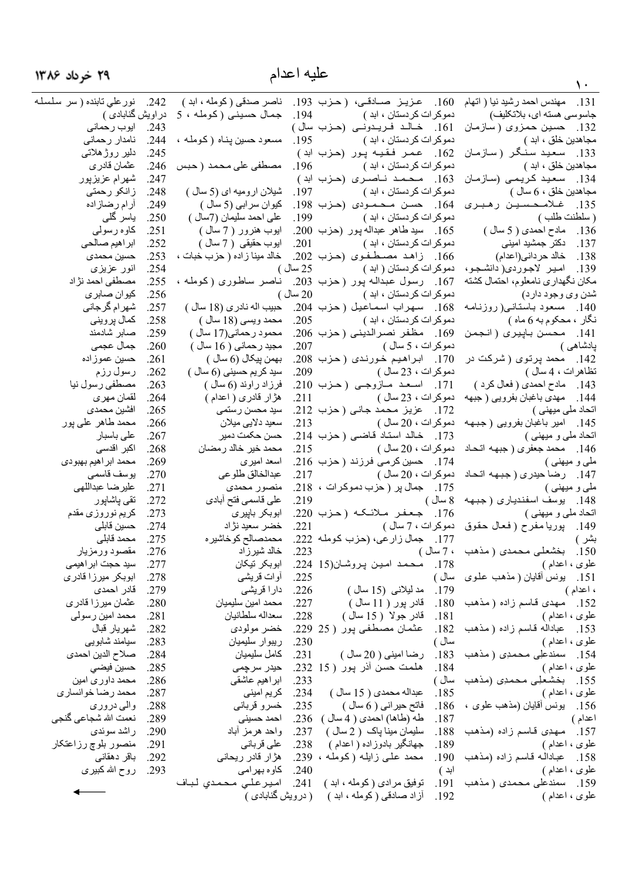# علیه اعدام

131. مهندس احمد رشید نیا ( اتهام جاسوسی هسته ای، بلاتکلیف)
132. حسین حمزوی ( سازمان مجاهدین خلق ، ابد )
133. سعید سنگر ( سازمان مجاهدین خلق ، ابد )
134. سعید کریمی (سازمان مجاهدین خلق ، 6 سال )
135. غلامحسین رهبری ( سلطنت طلب )
136. مادح احمدی ( 5 سال )
137. دکتر جمشید امینی
138. خالد حردانی(اعدام)
139. امیر لاجوردی( دانشجو، مکان نگهداری نامعلوم، احتمال کشته شدن وی وجود دارد)
140. مسعود باستانی( روزنامه نگار ، محکوم به 6 ماه )
141. محسن باپیری ( انجمن پادشاهی )
142. محمد پرتوی ( شرکت در تظاهرات ، 4 سال )
143. مادح احمدی ( فعال کرد )
144. مهدی باغبان بفرویی ( جبهه اتحاد ملی میهنی )
145. امیر باغبان بفرویی ( جبهه اتحاد ملی و میهنی )
146. محمد جعفری ( جبهه اتحاد ملی و میهنی )
147. رضا حیدری ( جبهه اتحاد ملی و میهنی )
148. یوسف اسفندیاری ( جبهه اتحاد ملی و میهنی )
149. پوریا مفرح ( فعال حقوق بشر )
150. بخشعلی محمدی ( مذهب علوی ، اعدام )
151. یونس آقایان ( مذهب علوی ، اعدام )
152. مهدی قاسم زاده ( مذهب علوی ، اعدام )
153. عبداله قاسم زاده ( مذهب علوی ، اعدام )
154. سمندعلی محمدی ( مذهب علوی ، اعدام )
155. بخشعلی محمدی (مذهب علوی ، اعدام )
156. یونس آقایان (مذهب علوی ، اعدام )
157. مهدی قاسم زاده (مذهب علوی ، اعدام )
158. عبداله قاسم زاده (مذهب علوی ، اعدام )
159. سمندعلی محمدی ( مذهب علوی ، اعدام )
160. عزیز صادقی، (حزب دموکرات کردستان ، ابد )
161. خالد فریدونی (حزب دموکرات کردستان ، ابد )
162. عمر فقیه پور (حزب دموکرات کردستان ، ابد )
163. محمد ناصری (حزب دموکرات کردستان ، ابد )
164. حسن محمودی (حزب دموکرات کردستان ، ابد )
165. سید طاهر عبداله پور (حزب دموکرات کردستان ، ابد )
166. زاهد مصطفوی (حزب دموکرات کردستان ( ابد )
167. رسول عبداله پور ( حزب دموکرات کردستان ، ابد )
168. سهراب اسماعیل ( حزب دموکرات کردستان ، ابد )
169. مظفر نصرالدینی ( حزب دموکرات ، 5 سال )
170. ابراهیم خورندی ( حزب دموکرات ، 23 سال )
171. اسعد مازوجی ( حزب دموکرات ، 23 سال )
172. عزیز محمد جانی ( حزب دموکرات ، 20 سال )
173. خالد استاد قاضی ( حزب دموکرات ، 20 سال )
174. حسین کرمی فرزند ( حزب دموکرات ، 20 سال )
175. جمال پر ( حزب دموکرات ، 8 سال )
176. جعفر ملانکه ( حزب دموکرات ، 7 سال )
177. جمال زارعی، (حزب کومله ، 7 سال )
178. محمد امین پروشان(15 سال )
179. مد لیلانی (15 سال )
180. قادر پور ( 11 سال )
181. قادر جولا ( 15 سال )
182. عثمان مصطفی پور ( 25 سال )
183. رضا امینی ( 20 سال )
184. هلمت حسن آذر پور ( 15 سال )
185. عبداله محمدی ( 15 سال )
186. فاتح حیرانی ( 6 سال )
187. طه (طاها) احمدی ( 4 سال )
188. سلیمان مینا پاک ( 2 سال )
189. جهانگیر بادوزاده ( اعدام )
190. محمد علی زابله ( کومله ، ابد )
191. توفیق مرادی ( کومله ، ابد )
192. آزاد صادقی ( کومله ، ابد )
193. ناصر صدقی ( کومله ، ابد )
194. جمال حسینی ( کومله ، 5 سال )
195. مسعود حسین پناه ( کومله ، ابد )
196. مصطفی علی محمد ( حبس ابد )
197. شیلان ارومیه ای (5 سال )
198. کیوان سرابی (5 سال )
199. علی احمد سلیمان (7سال )
200. ایوب هنرور ( 7 سال )
201. ایوب حقیقی ( 7 سال )
202. خالد مینا زاده ( حزب خبات ، 25 سال )
203. ناصر ساطوری (کومله ، 20 سال )
204. حبیب اله نادری (18 سال )
205. محمد ویسی (18 سال )
206. محمود رحمانی(17 سال )
207. مجید رحمانی ( 16 سال )
208. بهمن پیکال (6 سال )
209. سید کریم حسینی (6 سال )
210. فرزاد راوند (6 سال )
211. هژار قادری ( اعدام )
212. سید محسن رستمی
213. سعید دلایی میلان
214. حسن حکمت دمیر
215. محمد خیر خالد رمضان
216. اسعد امیری
217. عبدالخالق طلوعی
218. منصور محمدی
219. علی قاسمی فتح آبادی
220. ابوبکر بایپری
221. خضر سعید نژاد
222. محمدصالح کوخاشیره
223. خالد شیرزاد
224. ابوبکر تیکان
225. آوات قریشی
226. دارا قریشی
227. محمد امین سلیمیان
228. سعداله سلطانیان
229. خضر مولودی
230. ریبوار سلیمیان
231. کامل سلیمیان
232. حیدر سرچمی
233. ابراهیم عاشقی
234. کریم امینی
235. خسرو قربانی
236. احمد حسینی
237. واحد هرمز آباد
238. علی قربانی
239. هژار قادر ریحانی
240. کاوه بهرامی
241. امیرعلی محمدی لباف ( درویش گنابادی )
242. نورعلی تابنده ( سر سلسله دراویش گنابادی )
243. ایوب رحمانی
244. نامدار رحمانی
245. دلیر روژهلاتی
246. عثمان قادری
247. شهرام عزیزپور
248. زانکو رحمتی
249. آرام رضازاده
250. یاسر گلی
251. کاوه رسولی
252. ابراهیم صالحی
253. حسین محمدی
254. انور عزیزی
255. مصطفی احمد نژاد
256. کیوان صابری
257. شهرام گرجانی
258. کمال پروینی
259. صابر شادمند
260. جمال عجمی
261. حسین عموزاده
262. رسول رزم
263. مصطفی رسول نیا
264. لقمان مهری
265. افشین محمدی
266. محمد طاهر علی پور
267. علی باسبار
268. اکبر اقدسی
269. محمد ابراهیم بهبودی
270. یوسف قاسمی
271. علیرضا عبداللهی
272. تقی پاشاپور
273. کریم نوروزی مقدم
274. حسین قابلی
275. محمد قابلی
276. مقصود ورمزیار
277. سید حجت ابراهیمی
278. ابوبکر میرزا قادری
279. قادر احمدی
280. عثمان میرزا قادری
281. محمد امین رسولی
282. شهریار قبال
283. سیامند شابویی
284. صلاح الدین احمدی
285. حسین فیضی
286. محمد داوری امین
287. محمد رضا خوانساری
288. والی دروری
289. نعمت الله شجاعی گنجی
290. راشد سوندی
291. منصور بلوچ رزاعتکار
292. باقر دهقانی
293. روح الله کبیری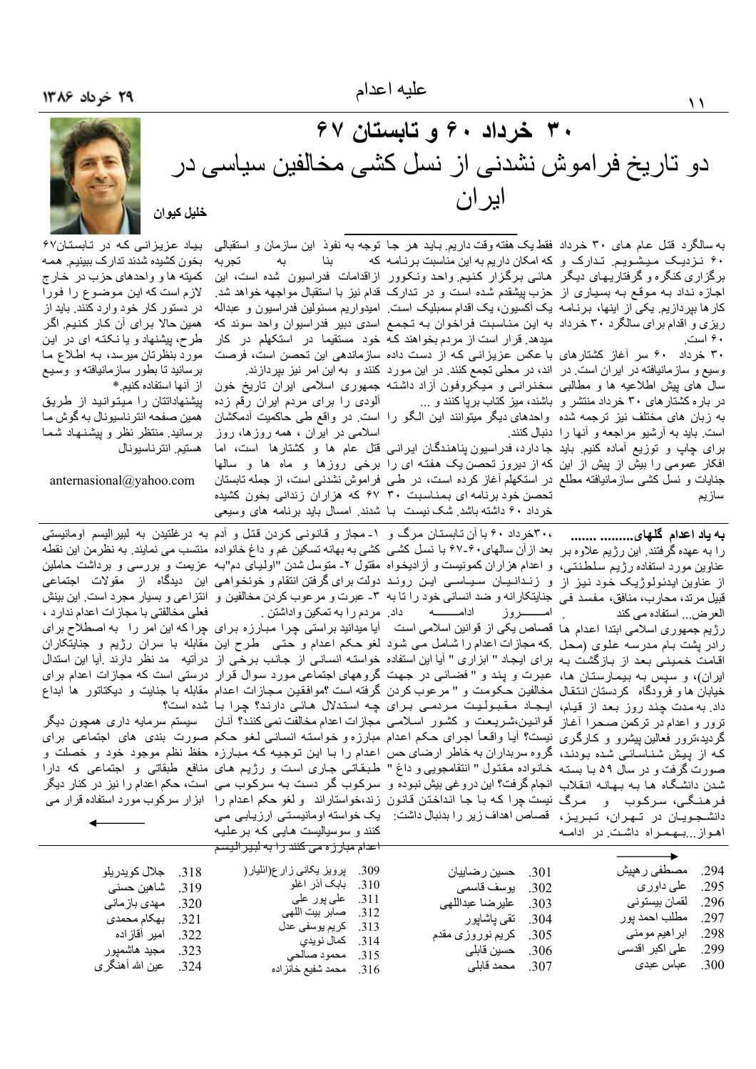# ۳۰ خرداد ۶۰ و تابستان ۶۷

## دو تاریخ فراموش نشدنی از نسل کشی مخالفین سیاسی در ایران

**خلیل کیوان**

به سالگرد قتل عام های ۳۰ خرداد ۶۰ نزدیک میشویم. تدارک و برگزاری کنگره و گرفتاریهای دیگر اجازه نداد به موقع به بسیاری از کارها بپردازیم. یکی از اینها، برنامه ریزی و اقدام برای سالگرد ۳۰ خرداد ۶۰ است.

۳۰ خرداد ۶۰ سر آغاز کشتارهای وسیع و سازمانیافته در ایران است. در سال های پیش اطلاعیه ها و مطالبی در باره کشتارهای ۳۰ خرداد منتشر و به زبان های مختلف نیز ترجمه شده است. باید به آرشیو مراجعه و آنها را برای چاپ و توزیع آماده کنیم. باید افکار عمومی را بیش از پیش از این جنایات و نسل کشی سازمانیافته مطلع سازیم.

فقط یک هفته وقت داریم. باید هر جا که امکان داریم به این مناسبت برنامه هائی برگزار کنیم. واحد ونکوور حزب پیشقدم شده است و در تدارک یک آکسیون، یک اقدام سمبلیک است. به این مناسبت فراخوان به تجمع میدهد. قرار است از مردم بخواهند که با عکس عزیزانی که از دست داده اند، در محلی تجمع کنند. در این مورد سخنرانی و میکروفون آزاد داشته باشند، میز کتاب برپا کنند و ... واحدهای دیگر میتوانند این الگو را دنبال کنند.

جا دارد، فدراسیون پناهندگان ایرانی که از دیروز تحصن یک هفته ای را در استکهلم آغاز کرده است، در طی تحصن خود برنامه ای بمناسبت ۳۰ خرداد ۶۰ داشته باشد. شک نیست با توجه به نفوذ این سازمان و استقبالی که از اقدامات فدراسیون شده است، این قدام نیز با استقبال مواجهه خواهد شد. امیدواریم مسئولین فدراسیون و عبداله اسدی دبیر فدراسیون واحد سوئد که خود مستقیما در استکهلم در کار سازماندهی این تحصن است، فرصت کنند و به این امر نیز بپردازند.

جمهوری اسلامی ایران تاریخ خون آلودی را برای مردم ایران رقم زده است. در واقع طی حاکمیت آدمکشان اسلامی در ایران ، همه روزها، روز قتل عام ها و کشتارها است، اما برخی روزها و ماه ها و سالها فراموش نشدنی است، از جمله تابستان ۶۷ که هزاران زندانی بخون کشیده شدند. امسال باید برنامه های وسیعی بیاد عزیزانی که در تابستان۶۷ بخون کشیده شدند تدارک ببینیم. همه کمیته ها و واحدهای حزب در خارج لازم است که این موضوع را فورا در دستور کار خود وارد کنند. باید از همین حالا برای آن کار کنیم. اگر طرح، پیشنهاد و یا نکته ای در این مورد بنظرتان میرسد، به اطلاع ما برسانید تا بطور سازمانیافته و وسیع از آنها استفاده کنیم.*

پیشنهاداتتان را میتوانید از طریق همین صفحه انترناسیونال به گوش ما برسانید. منتظر نظر و پیشنهاد شما هستیم. انترناسیونال

anternasional@yahoo.com

---

**به یاد اعدام گلهای.........** .......

را به عهده گرفتند. این رژیم علاوه بر عناوین مورد استفاده رژیم سلطنتی، از عناوین ایدئولوژیک خود نیز از قبیل مرتد، محارب، منافق، مفسد فی العرض... استفاده می کند.

رژیم جمهوری اسلامی ابتدا اعدام ها رادر پشت بام مدرسه علوی (محل اقامت خمینی بعد از بازگشت به ایران)، و سپس به بیمارستان ها، خیابان ها و فرودگاه کردستان انتقال داد. به مدت چند روز بعد از قیام، ترور و اعدام در ترکمن صحرا آغاز گردید،ترور فعالین پیشرو و کارگری که از پیش شناسائی شده بودند، صورت گرفت و در سال ۵۹ با بسته شدن دانشگاه ها به بهانه انقلاب فرهنگی، سرکوب و مرگ دانشجویان در تهران، تبریز، اهواز...بهمراه داشت. در ادامه

،۳۰خرداد ۶۰ با آن تابستان مرگ و بعد از آن سالهای۶۰-۶۷ با نسل کشی و اعدام هزاران کمونیست و آزادیخواه و زندانیان سیاسی این روند جنایتکارانه و ضد انسانی خود را تا به امــــروز ادامـــــه داد.

قصاص یکی از قوانین اسلامی است .که مجازات اعدام را شامل می شود برای ایجاد " ابزاری " آیا این استفاده عبرت و پند و " فضائی در جهت مخالفین حکومت و " مرعوب کردن ایجاد مقبولیت مردمی برای قوانین،شریعت و کشور اسلامی نیست؟ آیا واقعاً اجرای حکم اعدام گروه سربداران به خاطر ارضای حس خانواده مقتول " انتقامجویی و داغ " انجام گرفت؟ این دروغی بیش نبوده و نیست چرا که با جا انداختن قانون قصاص اهداف زیر را بدنبال داشت:

۱- مجاز و قانونی کردن قتل و آدم کشی به بهانه تسکین غم و داغ خانواده مقتول ۲- متوسل شدن "اولیای دم"به دولت برای گرفتن انتقام و خونخواهی ۳- عبرت و مرعوب کردن مخالفین و مردم را به تمکین واداشتن .

آیا میدانید براستی چرا مبارزه برای لغو حکم اعدام و حتی طرح این خواسته انسانی از جانب برخی از گروههای اجتماعی مورد سوال قرار گرفته است ؟موافقین مجازات اعدام چه استدلال هائی دارند؟ چرا با مجازات اعدام مخالفت نمی کنند؟ آنان مبارزه و خواسته انسانی لغو حکم اعدام را با این توجیه که مبارزه طبقاتی جاری است و رژیم های سرکوب گر دست به سرکوب می زنند،خواستاراند و لغو حکم اعدام را یک خواسته اومانیستی ارزیابی می کنند و سوسیالیست هایی که برعلیه اعدام مبارزه می کنند را به لیبرالیسم

به درغلتیدن به لیبرالیسم اومانیستی منتسب می نمایند. به نظرمن این نقطه عزیمت و بررسی و برداشت حاملین این دیدگاه از مقولات اجتماعی انتزاعی و بسیار مجرد است. این بینش فعلی مخالفتی با مجازات اعدام ندارد ، چرا که این امر را به اصطلاح برای مقابله با سران رژیم و جنایتکاران درآتیه مد نظر دارند .آیا این استدال درستی است که مجازات اعدام برای مقابله با جنایت و دیکتاتور ها ابداع شده است؟

سیستم سرمایه داری همچون دیگر صورت بندی های اجتماعی برای حفظ نظم موجود خود و خصلت و منافع طبقاتی و اجتماعی که دارا است، حکم اعدام را نیز در کنار دیگر ابزار سرکوب مورد استفاده قرار می

294. مصطفی رهپیش
295. علی داوری
296. لقمان بیستونی
297. مطلب احمد پور
298. ابراهیم مومنی
299. علی اکبر اقدسی
300. عباس عبدی
301. حسین رضاییان
302. یوسف قاسمی
303. علیرضا عبداللهی
304. تقی پاشاپور
305. کریم نوروزی مقدم
306. حسین قابلی
307. محمد قابلی
309. پرویز یکانی زارع(الثیار(
310. بابک آذر اغلو
311. علی پور علی
312. صابر بیت اللهی
313. کریم یوسفی عدل
314. کمال نویدي
315. محمود صالحي
316. محمد شفیع خانزاده
318. جلال کویدرلو
319. شاهین حسنی
320. مهدی بازمانی
321. بهکام محمدی
322. امیر آقازاده
323. مجید هاشمپور
324. عین الله آهنگری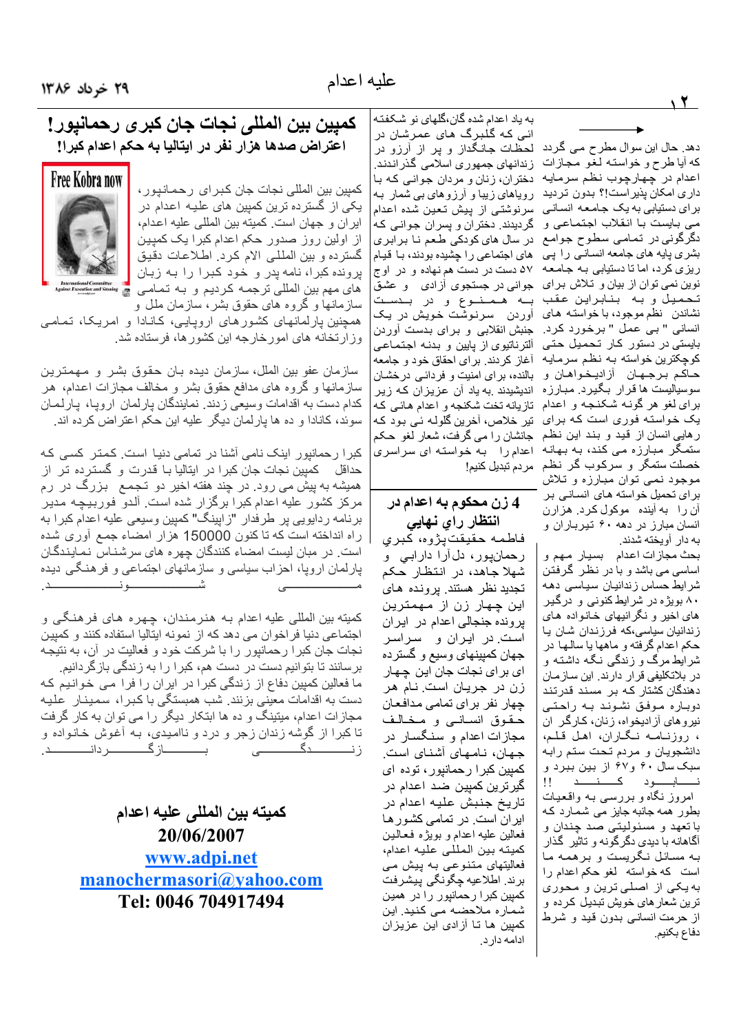دهد. حال این سوال مطرح می گردد که آیا طرح و خواسته لغو مجازات اعدام در چهارچوب نظم سرمایه داری امکان پذیراست؟! بدون تردید برای دستیابی به یک جامعه انسانی می بایست با انقلاب اجتماعی و دگرگونی در تمامی سطوح جوامع بشری پایه های جامعه انسانی را پی ریزی کرد، اما تا دستیابی به جامعه نوین نمی توان از بیان و تلاش برای تحمیل و به بنابراین عقب نشاندن نظم موجود، با خواسته های انسانی " بی عمل " برخورد کرد. بایستی در دستور کار تحمیل حتی کوچکترین خواسته به نظم سرمایه حاکم برجهان آزادیخواهان و سوسیالیست ها قرار بگیرد. مبارزه برای لغو هر گونه شکنجه و اعدام یک خواسته فوری است که برای رهایی انسان از قید و بند این نظم ستمگر مبارزه می کند، به بهانه خصلت ستمگر و سرکوب گر نظم موجود نمی توان مبارزه و تلاش برای تحمیل خواسته های انسانی بر آن را به آینده موکول کرد. هزاران انسان مبارز در دهه ۶۰ تیرباران و به دار آویخته شدند.

بحث مجازات اعدام بسیار مهم و اساسی می باشد و با در نظر گرفتن شرایط حساس زندانیان سیاسی دهه ۸۰ بویژه در شرایط کنونی و درگیر های اخیر و نگرانیهای خانواده های زندانیان سیاسی،که فرزندان شان یا حکم اعدام گرفته و ماهها یا سالها در شرایط مرگ و زندگی نگه داشته و در بلاتکلیفی قرار دارند. این سازمان دهندگان کشتار که بر مسند قدرتند دوباره موفق نشوند به راحتی نیروهای آزادیخواه، زنان، کارگر ان ، روزنامه نگاران، اهل قلم، دانشجویان و مردم تحت ستم رابه سبک سال ۶۰ و۶۷ از بین ببرد و نـــابــــود کــــنــــد !!

امروز نگاه و بررسی به واقعیات بطور همه جانبه جایز می شمارد که با تعهد و مسئولیتی صد چندان و آگاهانه با دیدی دگرگونه و تاثیر گذار به مسائل نگریست و برهمه ما است که خواسته لغو حکم اعدام را به یکی از اصلی ترین و محوری ترین شعارهای خویش تبدیل کرده و از حرمت انسانی بدون قید و شرط دفاع بکنیم.

به یاد اعدام شده گان،گلهای نو شکفته ائی که گلبرگ های عمرشان در لحظات جانگداز و پر از آرزو در زندانهای جمهوری اسلامی گذراندند. دختران، زنان و مردان جوانی که با رویاهای زیبا و آرزوهای بی شمار به سرنوشتی از پیش تعین شده اعدام گردیدند. دختران و پسران جوانی که در سال های کودکی طعم نا برابری های اجتماعی را چشیده بودند، با قیام ۵۷ دست در دست هم نهاده و در اوج جوانی در جستجوی آزادی و عشق بــه هــمــنــوع و در بــدســت آوردن سرنوشت خویش در یک جنبش انقلابی و برای بدست آوردن آلترناتیوی از پایین و بدنه اجتماعی آغاز کردند. برای احقاق خود و جامعه بالنده، برای امنیت و فردائی درخشان اندیشیدند. به یاد آن عزیزان که زیر تازیانه تخت شکنجه و اعدام هائی که تیر خلاص، آخرین گلوله ئی بود که جانشان را می گرفت، شعار لغو حکم اعدام را به خواسته ای سراسری مردم تبدیل کنیم!

## 4 زن محکوم به اعدام در انتظار راي نهايي

فاطمه حقیقت‌پژوه، کبری رحمان‌پور، دل‌آرا دارابی و شهلا جاهد، در انتظار حکم تجدید نظر هستند. پرونده های این چهار زن از مهمترین پرونده جنجالی اعدام در ایران است. در ایران و سراسر جهان کمپینهای وسیع و گسترده ای برای نجات جان این چهار زن در جریان است. نام هر چهار نفر برای تمامی مدافعان حقوق انسانی و مخالف مجازات اعدام و سنگسار در جهان، نامهای آشنای است. کمپین کبرا رحمانپور، توده ای گیرترین کمپین ضد اعدام در تاریخ جنبش علیه اعدام در ایران است. در تمامی کشورها فعالین علیه اعدام و بویژه فعالین کمیته بین المللی علیه اعدام، فعالیتهای متنوعی به پیش می برند. اطلاعیه چگونگی پیشرفت کمپین کبرا رحمانپور را در همین شماره ملاحظه می کنید. این کمپین ها تا آزادی این عزیزان ادامه دارد.

## کمپین بین المللی نجات جان کبری رحمانپور!

### اعتراض صدها هزار نفر در ایتالیا به حکم اعدام کبرا!

Free Kobra now

International Committee Against Execution and Stoning

کمپین بین المللی نجات جان کبرای رحمانپور، یکی از گسترده ترین کمپین های علیه اعدام در ایران و جهان است. کمیته بین المللی علیه اعدام، از اولین روز صدور حکم اعدام کبرا یک کمپین گسترده و بین المللی الام کرد. اطلاعات دقیق پرونده کبرا، نامه پدر و خود کبرا را به زبان های مهم بین المللی ترجمه کردیم و به تمامی سازمانها و گروه های حقوق بشر، سازمان ملل و همچنین پارلمانهای کشورهای اروپایی، کانادا و امریکا، تمامی وزارتخانه های امورخارجه این کشورها، فرستاده شد.

سازمان عفو بین الملل، سازمان دیده بان حقوق بشر و مهمترین سازمانها و گروه های مدافع حقوق بشر و مخالف مجازات اعدام، هر کدام دست به اقدامات وسیعی زدند. نمایندگان پارلمان اروپا، پارلمان سوئد، کانادا و ده ها پارلمان دیگر علیه این حکم اعتراض کرده اند.

کبرا رحمانپور اینک نامی آشنا در تمامی دنیا است. کمتر کسی که حداقل کمپین نجات جان کبرا در ایتالیا با قدرت و گسترده تر از همیشه به پیش می رود. در چند هفته اخیر دو تجمع بزرگ در رم مرکز کشور علیه اعدام کبرا برگزار شده است. آلدو فوربیچه مدیر برنامه رادیویی پر طرفدار "زاپینگ" کمپین وسیعی علیه اعدام کبرا به راه انداخته است که تا کنون 150000 هزار امضاء جمع آوری شده است. در میان لیست امضاء کنندگان چهره های سرشناس نمایندگان پارلمان اروپا، احزاب سیاسی و سازمانهای اجتماعی و فرهنگی دیده مـــیـــــــــــــــــــــــــــشــــــــــــــــــــــــــــــــــــــــــــــــونــــــــــــــــــــــــــــــــــد.

کمیته بین المللی علیه اعدام به هنرمندان، چهره های فرهنگی و اجتماعی دنیا فراخوان می دهد که از نمونه ایتالیا استفاده کنند و کمپین نجات جان کبرا رحمانپور را با شرکت خود و فعالیت در آن، به نتیجه برسانند تا بتوانیم دست در دست هم، کبرا را به زندگی بازگردانیم. ما فعالین کمپین دفاع از زندگی کبرا در ایران را فرا می خوانیم که دست به اقدامات معینی بزنند. شب همبستگی با کبرا، سمینار علیه مجازات اعدام، میتینگ و ده ها ابتکار دیگر را می توان به کار گرفت تا کبرا را از گوشه زندان زجر و درد و ناامیدی، به آغوش خانواده و زنــــــدگــــــــــی بـــــــــــــــازگـــــــــــــــردانـــــــــد.

**کمیته بین المللی علیه اعدام**

**20/06/2007**

**www.adpi.net**

**manochermasori@yahoo.com**

**Tel: 0046 704917494**